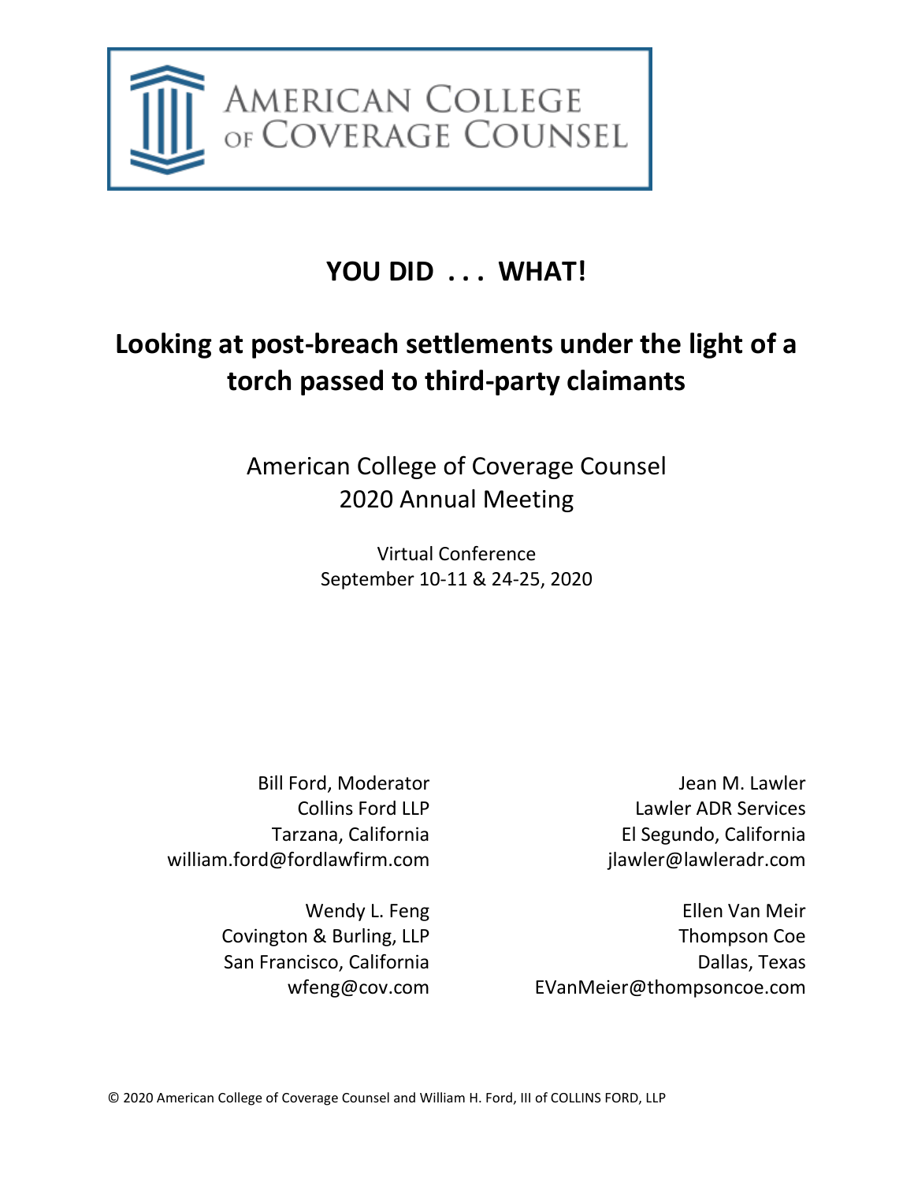AMERICAN COLLEGE OF COVERAGE COUNSEL

# YOU DID . . . WHAT!

## Looking at post-breach settlements under the light of a torch passed to third-party claimants

American College of Coverage Counsel
2020 Annual Meeting

Virtual Conference
September 10-11 & 24-25, 2020

Bill Ford, Moderator
Collins Ford LLP
Tarzana, California
william.ford@fordlawfirm.com

Wendy L. Feng
Covington & Burling, LLP
San Francisco, California
wfeng@cov.com

Jean M. Lawler
Lawler ADR Services
El Segundo, California
jlawler@lawleradr.com

Ellen Van Meir
Thompson Coe
Dallas, Texas
EVanMeier@thompsoncoe.com

© 2020 American College of Coverage Counsel and William H. Ford, III of COLLINS FORD, LLP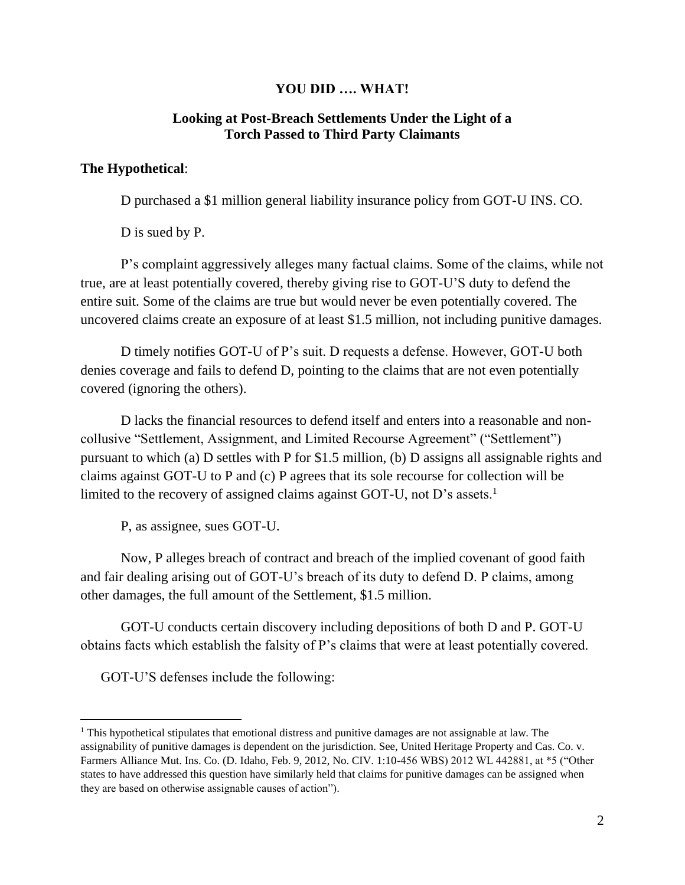**YOU DID …. WHAT!**

**Looking at Post-Breach Settlements Under the Light of a Torch Passed to Third Party Claimants**

**The Hypothetical**:

D purchased a $1 million general liability insurance policy from GOT-U INS. CO.

D is sued by P.

P's complaint aggressively alleges many factual claims. Some of the claims, while not true, are at least potentially covered, thereby giving rise to GOT-U'S duty to defend the entire suit. Some of the claims are true but would never be even potentially covered. The uncovered claims create an exposure of at least $1.5 million, not including punitive damages.

D timely notifies GOT-U of P's suit. D requests a defense. However, GOT-U both denies coverage and fails to defend D, pointing to the claims that are not even potentially covered (ignoring the others).

D lacks the financial resources to defend itself and enters into a reasonable and non-collusive "Settlement, Assignment, and Limited Recourse Agreement" ("Settlement") pursuant to which (a) D settles with P for $1.5 million, (b) D assigns all assignable rights and claims against GOT-U to P and (c) P agrees that its sole recourse for collection will be limited to the recovery of assigned claims against GOT-U, not D's assets.[1]

P, as assignee, sues GOT-U.

Now, P alleges breach of contract and breach of the implied covenant of good faith and fair dealing arising out of GOT-U's breach of its duty to defend D. P claims, among other damages, the full amount of the Settlement, $1.5 million.

GOT-U conducts certain discovery including depositions of both D and P. GOT-U obtains facts which establish the falsity of P's claims that were at least potentially covered.

GOT-U'S defenses include the following:

---

[1] This hypothetical stipulates that emotional distress and punitive damages are not assignable at law. The assignability of punitive damages is dependent on the jurisdiction. See, United Heritage Property and Cas. Co. v. Farmers Alliance Mut. Ins. Co. (D. Idaho, Feb. 9, 2012, No. CIV. 1:10-456 WBS) 2012 WL 442881, at *5 ("Other states to have addressed this question have similarly held that claims for punitive damages can be assigned when they are based on otherwise assignable causes of action").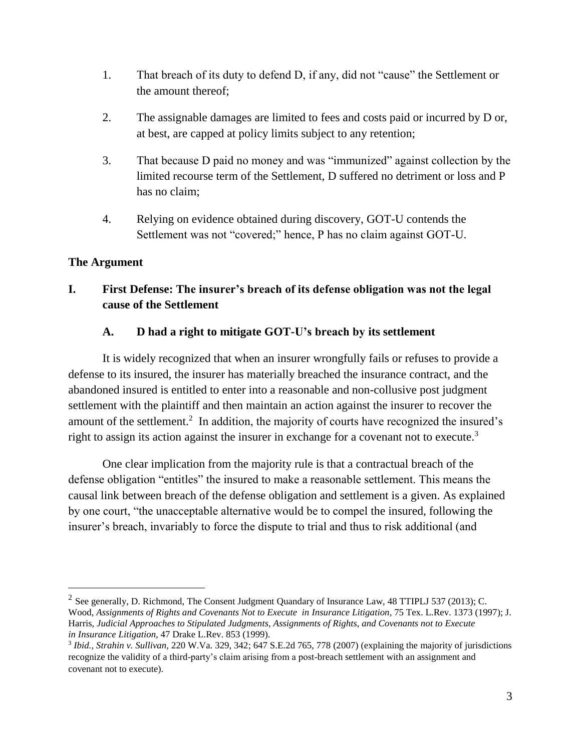1. That breach of its duty to defend D, if any, did not "cause" the Settlement or the amount thereof;

2. The assignable damages are limited to fees and costs paid or incurred by D or, at best, are capped at policy limits subject to any retention;

3. That because D paid no money and was "immunized" against collection by the limited recourse term of the Settlement, D suffered no detriment or loss and P has no claim;

4. Relying on evidence obtained during discovery, GOT-U contends the Settlement was not "covered;" hence, P has no claim against GOT-U.

**The Argument**

## I. First Defense: The insurer's breach of its defense obligation was not the legal cause of the Settlement

### A. D had a right to mitigate GOT-U's breach by its settlement

It is widely recognized that when an insurer wrongfully fails or refuses to provide a defense to its insured, the insurer has materially breached the insurance contract, and the abandoned insured is entitled to enter into a reasonable and non-collusive post judgment settlement with the plaintiff and then maintain an action against the insurer to recover the amount of the settlement.[2] In addition, the majority of courts have recognized the insured's right to assign its action against the insurer in exchange for a covenant not to execute.[3]

One clear implication from the majority rule is that a contractual breach of the defense obligation "entitles" the insured to make a reasonable settlement. This means the causal link between breach of the defense obligation and settlement is a given. As explained by one court, "the unacceptable alternative would be to compel the insured, following the insurer's breach, invariably to force the dispute to trial and thus to risk additional (and

---

[2] See generally, D. Richmond, The Consent Judgment Quandary of Insurance Law, 48 TTIPLJ 537 (2013); C. Wood, *Assignments of Rights and Covenants Not to Execute in Insurance Litigation*, 75 Tex. L.Rev. 1373 (1997); J. Harris, *Judicial Approaches to Stipulated Judgments, Assignments of Rights, and Covenants not to Execute in Insurance Litigation*, 47 Drake L.Rev. 853 (1999).

[3] *Ibid., Strahin v. Sullivan*, 220 W.Va. 329, 342; 647 S.E.2d 765, 778 (2007) (explaining the majority of jurisdictions recognize the validity of a third-party's claim arising from a post-breach settlement with an assignment and covenant not to execute).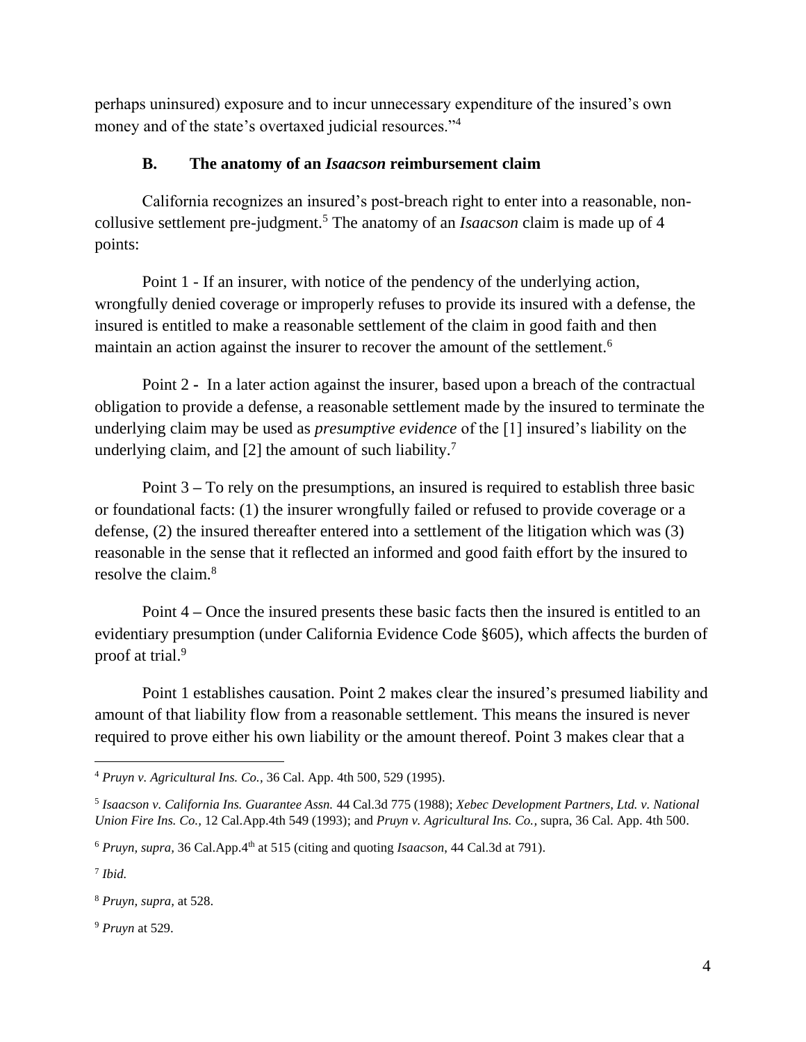perhaps uninsured) exposure and to incur unnecessary expenditure of the insured's own money and of the state's overtaxed judicial resources."[4]

### B. The anatomy of an *Isaacson* reimbursement claim

California recognizes an insured's post-breach right to enter into a reasonable, non-collusive settlement pre-judgment.[5] The anatomy of an *Isaacson* claim is made up of 4 points:

Point 1 - If an insurer, with notice of the pendency of the underlying action, wrongfully denied coverage or improperly refuses to provide its insured with a defense, the insured is entitled to make a reasonable settlement of the claim in good faith and then maintain an action against the insurer to recover the amount of the settlement.[6]

Point 2 - In a later action against the insurer, based upon a breach of the contractual obligation to provide a defense, a reasonable settlement made by the insured to terminate the underlying claim may be used as *presumptive evidence* of the [1] insured's liability on the underlying claim, and [2] the amount of such liability.[7]

Point 3 – To rely on the presumptions, an insured is required to establish three basic or foundational facts: (1) the insurer wrongfully failed or refused to provide coverage or a defense, (2) the insured thereafter entered into a settlement of the litigation which was (3) reasonable in the sense that it reflected an informed and good faith effort by the insured to resolve the claim.[8]

Point 4 – Once the insured presents these basic facts then the insured is entitled to an evidentiary presumption (under California Evidence Code §605), which affects the burden of proof at trial.[9]

Point 1 establishes causation. Point 2 makes clear the insured's presumed liability and amount of that liability flow from a reasonable settlement. This means the insured is never required to prove either his own liability or the amount thereof. Point 3 makes clear that a

---

[4] *Pruyn v. Agricultural Ins. Co.,* 36 Cal. App. 4th 500, 529 (1995).

[5] *Isaacson v. California Ins. Guarantee Assn.* 44 Cal.3d 775 (1988); *Xebec Development Partners, Ltd. v. National Union Fire Ins. Co.,* 12 Cal.App.4th 549 (1993); and *Pruyn v. Agricultural Ins. Co.,* supra, 36 Cal. App. 4th 500.

[6] *Pruyn, supra,* 36 Cal.App.4th at 515 (citing and quoting *Isaacson*, 44 Cal.3d at 791).

[7] *Ibid.*

[8] *Pruyn, supra,* at 528.

[9] *Pruyn* at 529.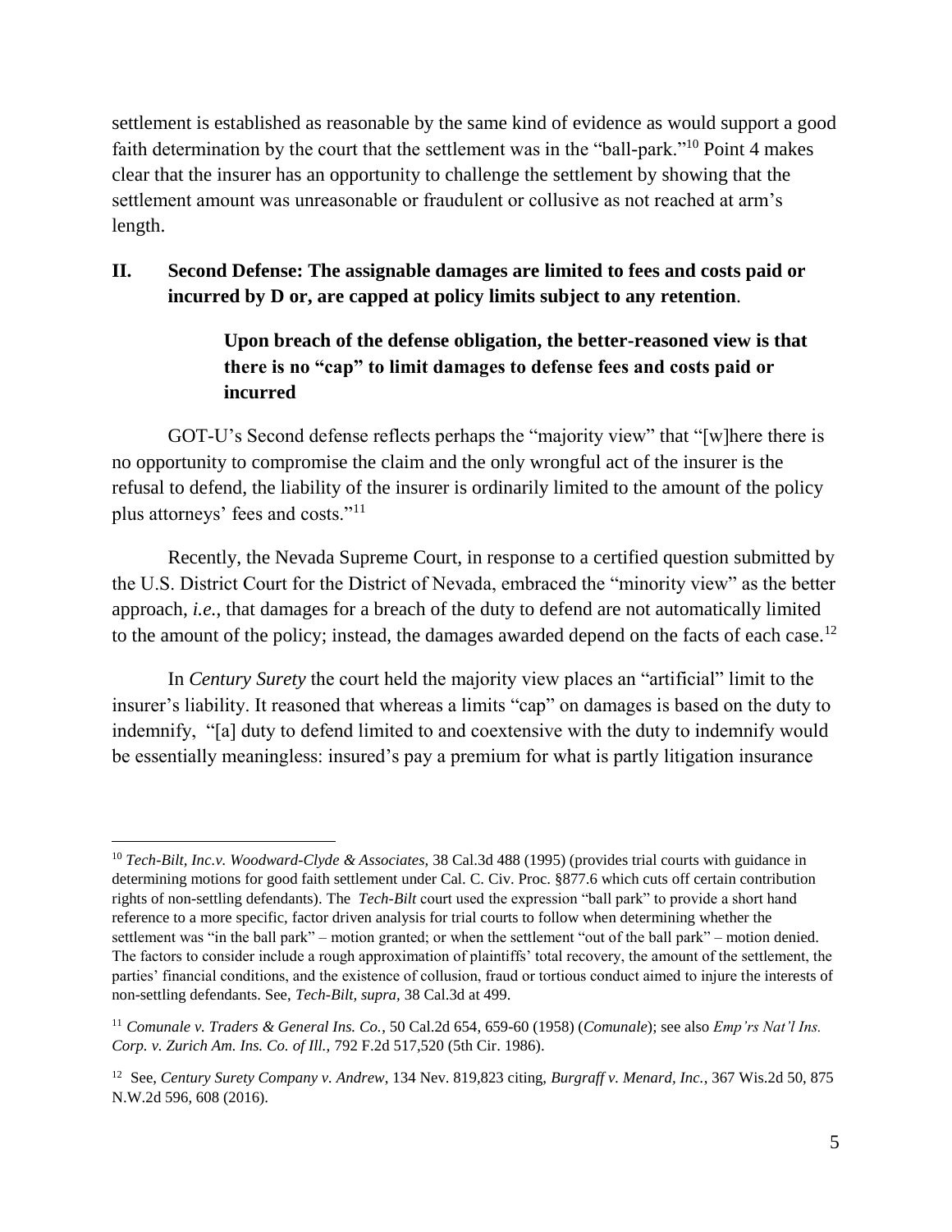settlement is established as reasonable by the same kind of evidence as would support a good faith determination by the court that the settlement was in the "ball-park."[10] Point 4 makes clear that the insurer has an opportunity to challenge the settlement by showing that the settlement amount was unreasonable or fraudulent or collusive as not reached at arm's length.

## II. Second Defense: The assignable damages are limited to fees and costs paid or incurred by D or, are capped at policy limits subject to any retention.

### Upon breach of the defense obligation, the better-reasoned view is that there is no "cap" to limit damages to defense fees and costs paid or incurred

GOT-U's Second defense reflects perhaps the "majority view" that "[w]here there is no opportunity to compromise the claim and the only wrongful act of the insurer is the refusal to defend, the liability of the insurer is ordinarily limited to the amount of the policy plus attorneys' fees and costs."[11]

Recently, the Nevada Supreme Court, in response to a certified question submitted by the U.S. District Court for the District of Nevada, embraced the "minority view" as the better approach, *i.e.*, that damages for a breach of the duty to defend are not automatically limited to the amount of the policy; instead, the damages awarded depend on the facts of each case.[12]

In *Century Surety* the court held the majority view places an "artificial" limit to the insurer's liability. It reasoned that whereas a limits "cap" on damages is based on the duty to indemnify, "[a] duty to defend limited to and coextensive with the duty to indemnify would be essentially meaningless: insured's pay a premium for what is partly litigation insurance

---

[10] *Tech-Bilt, Inc.v. Woodward-Clyde & Associates,* 38 Cal.3d 488 (1995) (provides trial courts with guidance in determining motions for good faith settlement under Cal. C. Civ. Proc. §877.6 which cuts off certain contribution rights of non-settling defendants). The *Tech-Bilt* court used the expression "ball park" to provide a short hand reference to a more specific, factor driven analysis for trial courts to follow when determining whether the settlement was "in the ball park" – motion granted; or when the settlement "out of the ball park" – motion denied. The factors to consider include a rough approximation of plaintiffs' total recovery, the amount of the settlement, the parties' financial conditions, and the existence of collusion, fraud or tortious conduct aimed to injure the interests of non-settling defendants. See, *Tech-Bilt, supra,* 38 Cal.3d at 499.

[11] *Comunale v. Traders & General Ins. Co.*, 50 Cal.2d 654, 659-60 (1958) (*Comunale*); see also *Emp'rs Nat'l Ins. Corp. v. Zurich Am. Ins. Co. of Ill.,* 792 F.2d 517,520 (5th Cir. 1986).

[12] See, *Century Surety Company v. Andrew*, 134 Nev. 819,823 citing, *Burgraff v. Menard, Inc.*, 367 Wis.2d 50, 875 N.W.2d 596, 608 (2016).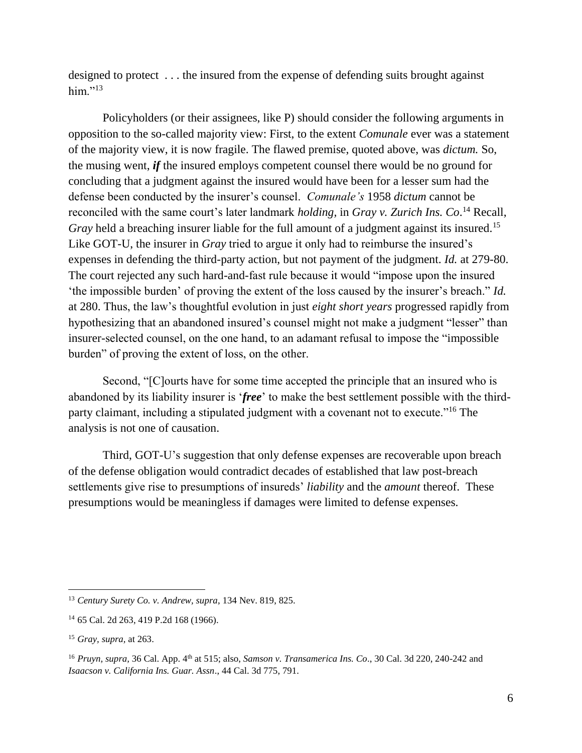designed to protect . . . the insured from the expense of defending suits brought against him."[13]

Policyholders (or their assignees, like P) should consider the following arguments in opposition to the so-called majority view: First, to the extent *Comunale* ever was a statement of the majority view, it is now fragile. The flawed premise, quoted above, was *dictum.* So, the musing went, ***if*** the insured employs competent counsel there would be no ground for concluding that a judgment against the insured would have been for a lesser sum had the defense been conducted by the insurer's counsel. *Comunale's* 1958 *dictum* cannot be reconciled with the same court's later landmark *holding,* in *Gray v. Zurich Ins. Co*.[14] Recall, *Gray* held a breaching insurer liable for the full amount of a judgment against its insured.[15] Like GOT-U, the insurer in *Gray* tried to argue it only had to reimburse the insured's expenses in defending the third-party action, but not payment of the judgment. *Id.* at 279-80. The court rejected any such hard-and-fast rule because it would "impose upon the insured 'the impossible burden' of proving the extent of the loss caused by the insurer's breach." *Id.* at 280. Thus, the law's thoughtful evolution in just *eight short years* progressed rapidly from hypothesizing that an abandoned insured's counsel might not make a judgment "lesser" than insurer-selected counsel, on the one hand, to an adamant refusal to impose the "impossible burden" of proving the extent of loss, on the other.

Second, "[C]ourts have for some time accepted the principle that an insured who is abandoned by its liability insurer is '***free***' to make the best settlement possible with the third-party claimant, including a stipulated judgment with a covenant not to execute."[16] The analysis is not one of causation.

Third, GOT-U's suggestion that only defense expenses are recoverable upon breach of the defense obligation would contradict decades of established that law post-breach settlements give rise to presumptions of insureds' *liability* and the *amount* thereof. These presumptions would be meaningless if damages were limited to defense expenses.

---

[13] *Century Surety Co. v. Andrew, supra,* 134 Nev. 819, 825.

[14] 65 Cal. 2d 263, 419 P.2d 168 (1966).

[15] *Gray, supra,* at 263.

[16] *Pruyn, supra,* 36 Cal. App. 4th at 515; also, *Samson v. Transamerica Ins. Co*., 30 Cal. 3d 220, 240-242 and *Isaacson v. California Ins. Guar. Assn*., 44 Cal. 3d 775, 791.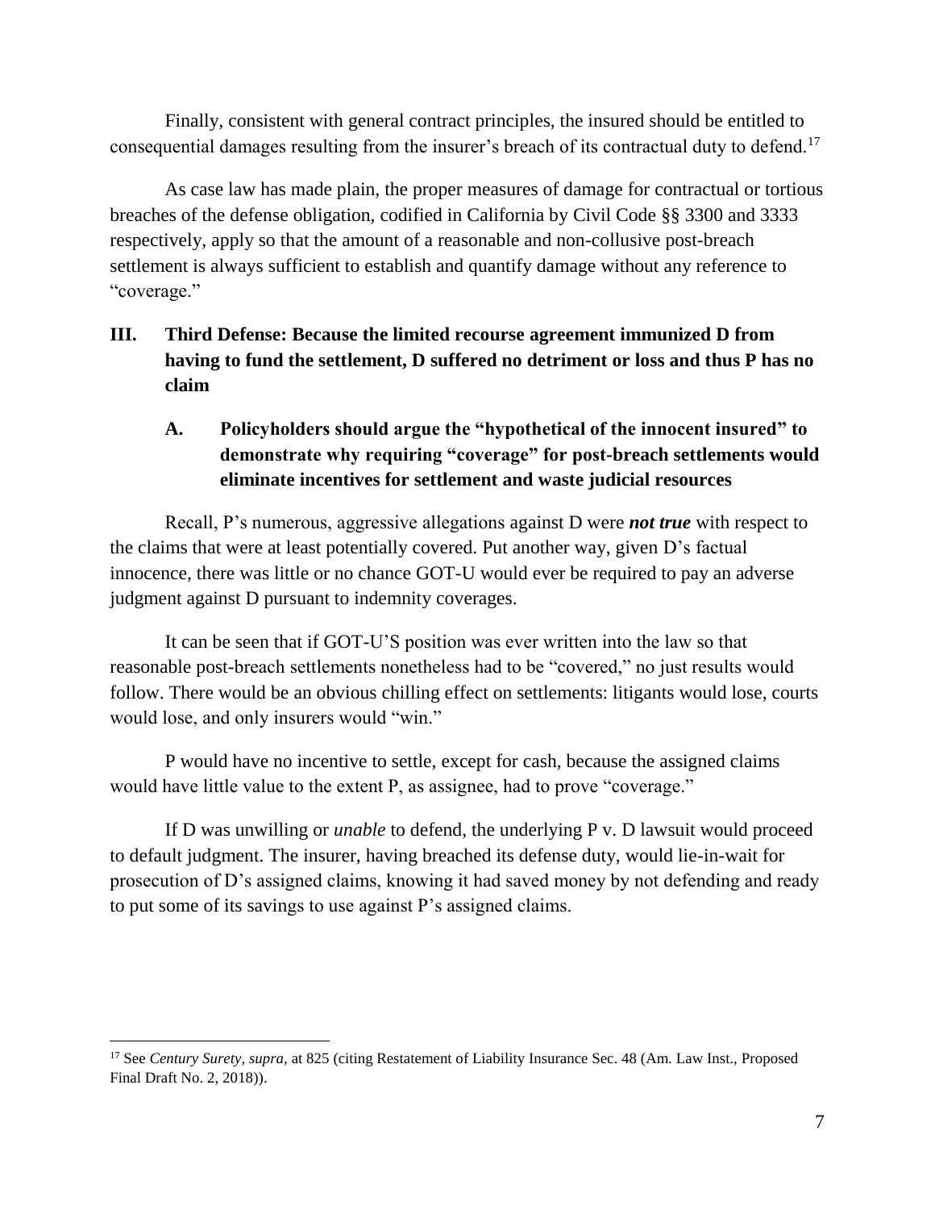Finally, consistent with general contract principles, the insured should be entitled to consequential damages resulting from the insurer's breach of its contractual duty to defend.[17]

As case law has made plain, the proper measures of damage for contractual or tortious breaches of the defense obligation, codified in California by Civil Code §§ 3300 and 3333 respectively, apply so that the amount of a reasonable and non-collusive post-breach settlement is always sufficient to establish and quantify damage without any reference to "coverage."

## III. Third Defense: Because the limited recourse agreement immunized D from having to fund the settlement, D suffered no detriment or loss and thus P has no claim

### A. Policyholders should argue the "hypothetical of the innocent insured" to demonstrate why requiring "coverage" for post-breach settlements would eliminate incentives for settlement and waste judicial resources

Recall, P's numerous, aggressive allegations against D were ***not true*** with respect to the claims that were at least potentially covered. Put another way, given D's factual innocence, there was little or no chance GOT-U would ever be required to pay an adverse judgment against D pursuant to indemnity coverages.

It can be seen that if GOT-U'S position was ever written into the law so that reasonable post-breach settlements nonetheless had to be "covered," no just results would follow. There would be an obvious chilling effect on settlements: litigants would lose, courts would lose, and only insurers would "win."

P would have no incentive to settle, except for cash, because the assigned claims would have little value to the extent P, as assignee, had to prove "coverage."

If D was unwilling or *unable* to defend, the underlying P v. D lawsuit would proceed to default judgment. The insurer, having breached its defense duty, would lie-in-wait for prosecution of D's assigned claims, knowing it had saved money by not defending and ready to put some of its savings to use against P's assigned claims.

---

[17] See *Century Surety, supra,* at 825 (citing Restatement of Liability Insurance Sec. 48 (Am. Law Inst., Proposed Final Draft No. 2, 2018)).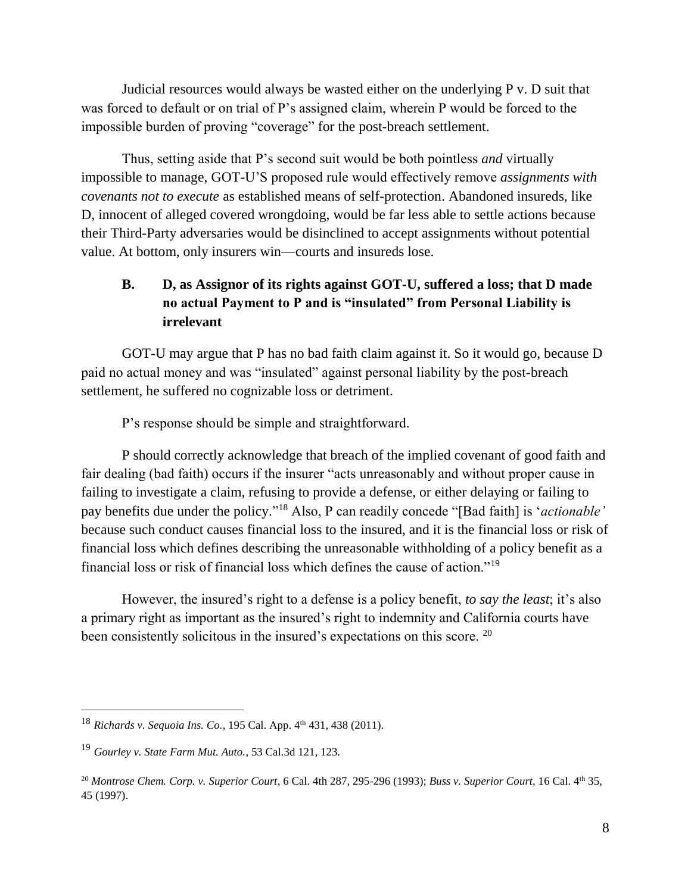Judicial resources would always be wasted either on the underlying P v. D suit that was forced to default or on trial of P's assigned claim, wherein P would be forced to the impossible burden of proving "coverage" for the post-breach settlement.

Thus, setting aside that P's second suit would be both pointless *and* virtually impossible to manage, GOT-U'S proposed rule would effectively remove *assignments with covenants not to execute* as established means of self-protection. Abandoned insureds, like D, innocent of alleged covered wrongdoing, would be far less able to settle actions because their Third-Party adversaries would be disinclined to accept assignments without potential value. At bottom, only insurers win—courts and insureds lose.

### B. D, as Assignor of its rights against GOT-U, suffered a loss; that D made no actual Payment to P and is "insulated" from Personal Liability is irrelevant

GOT-U may argue that P has no bad faith claim against it. So it would go, because D paid no actual money and was "insulated" against personal liability by the post-breach settlement, he suffered no cognizable loss or detriment.

P's response should be simple and straightforward.

P should correctly acknowledge that breach of the implied covenant of good faith and fair dealing (bad faith) occurs if the insurer "acts unreasonably and without proper cause in failing to investigate a claim, refusing to provide a defense, or either delaying or failing to pay benefits due under the policy."[18] Also, P can readily concede "[Bad faith] is '*actionable'* because such conduct causes financial loss to the insured, and it is the financial loss or risk of financial loss which defines describing the unreasonable withholding of a policy benefit as a financial loss or risk of financial loss which defines the cause of action."[19]

However, the insured's right to a defense is a policy benefit, *to say the least*; it's also a primary right as important as the insured's right to indemnity and California courts have been consistently solicitous in the insured's expectations on this score. [20]

---

[18] *Richards v. Sequoia Ins. Co.*, 195 Cal. App. 4th 431, 438 (2011).

[19] *Gourley v. State Farm Mut. Auto.*, 53 Cal.3d 121, 123.

[20] *Montrose Chem. Corp. v. Superior Court*, 6 Cal. 4th 287, 295-296 (1993); *Buss v. Superior Court*, 16 Cal. 4th 35, 45 (1997).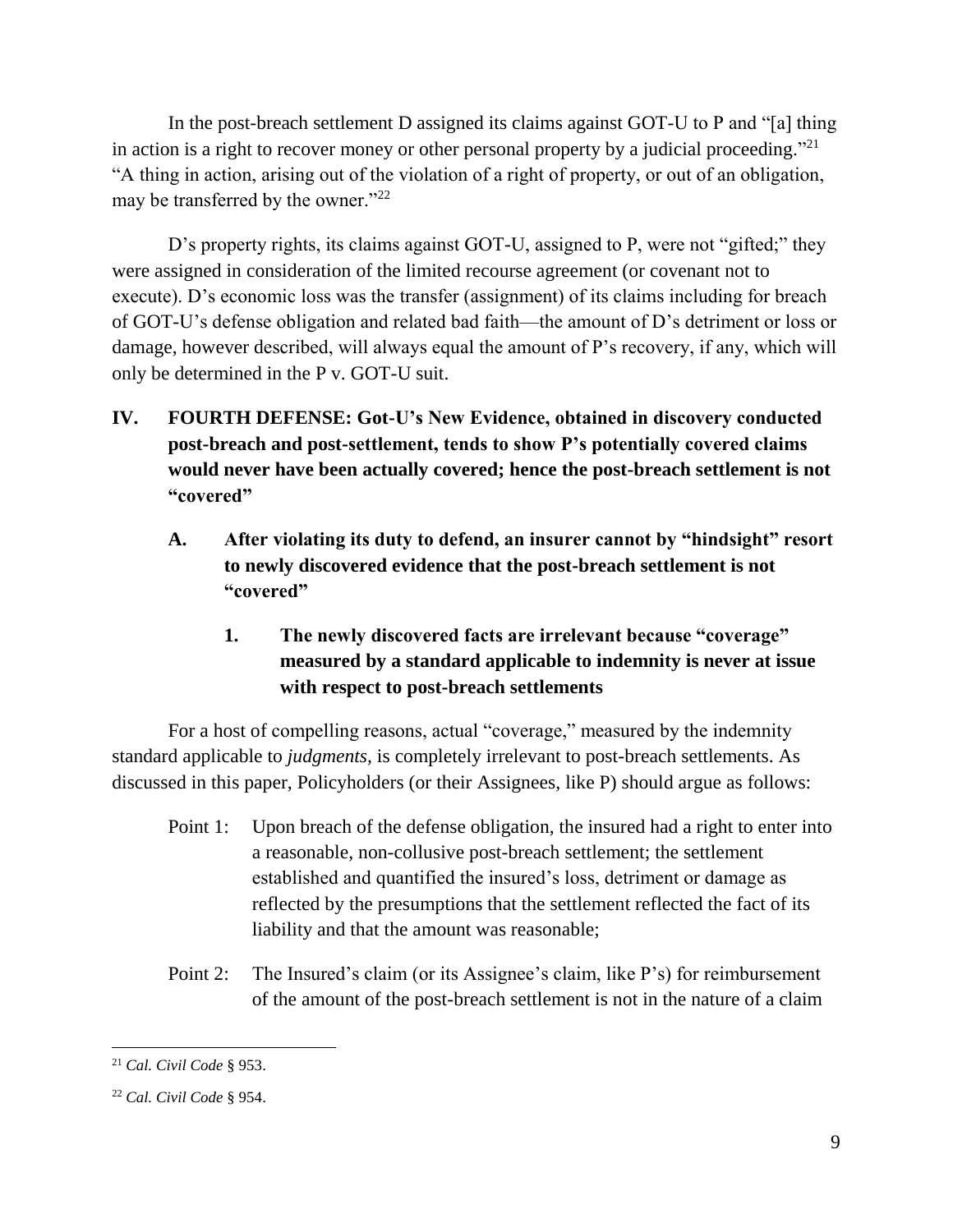In the post-breach settlement D assigned its claims against GOT-U to P and "[a] thing in action is a right to recover money or other personal property by a judicial proceeding."[21] "A thing in action, arising out of the violation of a right of property, or out of an obligation, may be transferred by the owner."[22]

D's property rights, its claims against GOT-U, assigned to P, were not "gifted;" they were assigned in consideration of the limited recourse agreement (or covenant not to execute). D's economic loss was the transfer (assignment) of its claims including for breach of GOT-U's defense obligation and related bad faith—the amount of D's detriment or loss or damage, however described, will always equal the amount of P's recovery, if any, which will only be determined in the P v. GOT-U suit.

## IV. FOURTH DEFENSE: Got-U's New Evidence, obtained in discovery conducted post-breach and post-settlement, tends to show P's potentially covered claims would never have been actually covered; hence the post-breach settlement is not "covered"

### A. After violating its duty to defend, an insurer cannot by "hindsight" resort to newly discovered evidence that the post-breach settlement is not "covered"

#### 1. The newly discovered facts are irrelevant because "coverage" measured by a standard applicable to indemnity is never at issue with respect to post-breach settlements

For a host of compelling reasons, actual "coverage," measured by the indemnity standard applicable to *judgments,* is completely irrelevant to post-breach settlements. As discussed in this paper, Policyholders (or their Assignees, like P) should argue as follows:

Point 1: Upon breach of the defense obligation, the insured had a right to enter into a reasonable, non-collusive post-breach settlement; the settlement established and quantified the insured's loss, detriment or damage as reflected by the presumptions that the settlement reflected the fact of its liability and that the amount was reasonable;

Point 2: The Insured's claim (or its Assignee's claim, like P's) for reimbursement of the amount of the post-breach settlement is not in the nature of a claim

---

[21] *Cal. Civil Code* § 953.

[22] *Cal. Civil Code* § 954.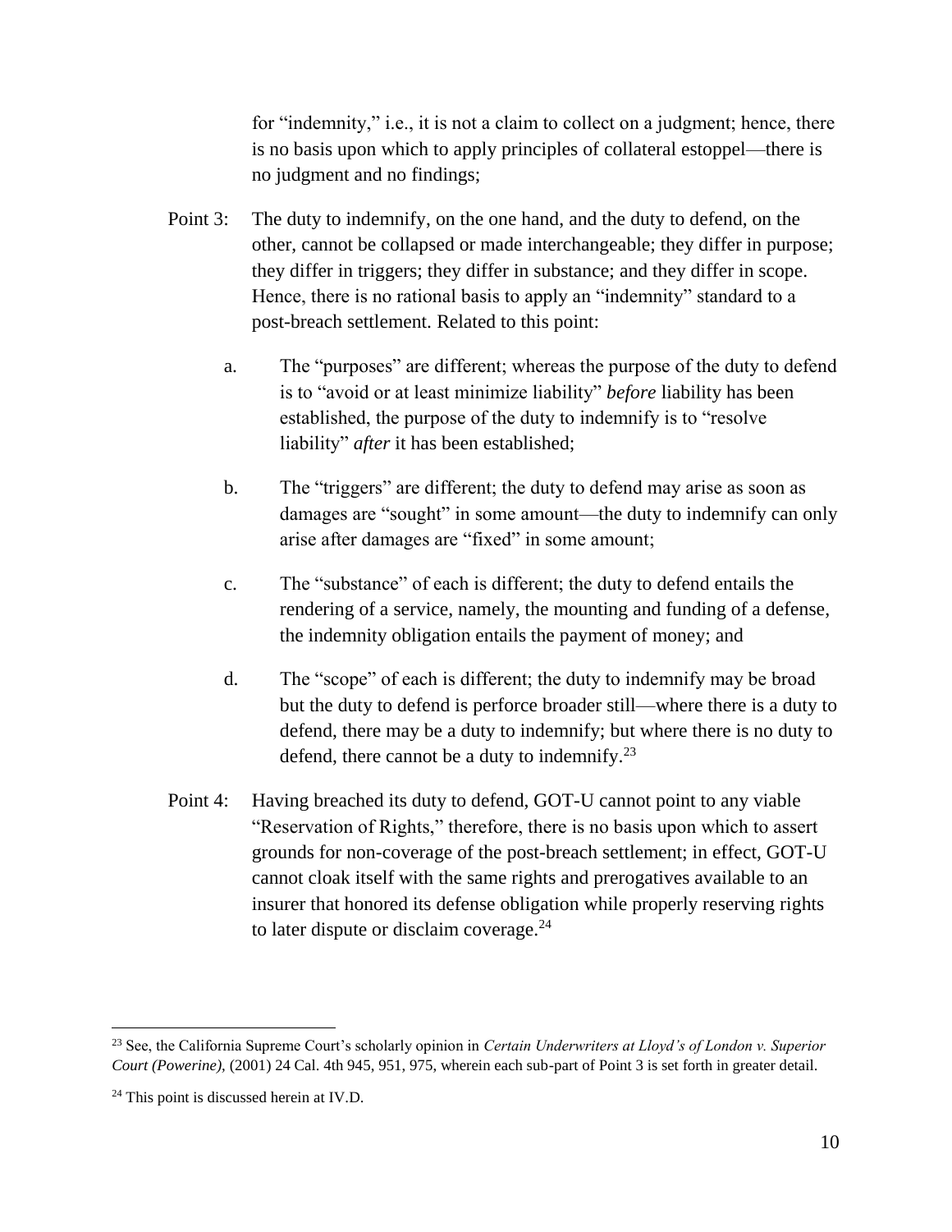for "indemnity," i.e., it is not a claim to collect on a judgment; hence, there is no basis upon which to apply principles of collateral estoppel—there is no judgment and no findings;

Point 3: The duty to indemnify, on the one hand, and the duty to defend, on the other, cannot be collapsed or made interchangeable; they differ in purpose; they differ in triggers; they differ in substance; and they differ in scope. Hence, there is no rational basis to apply an "indemnity" standard to a post-breach settlement. Related to this point:

a. The "purposes" are different; whereas the purpose of the duty to defend is to "avoid or at least minimize liability" *before* liability has been established, the purpose of the duty to indemnify is to "resolve liability" *after* it has been established;

b. The "triggers" are different; the duty to defend may arise as soon as damages are "sought" in some amount—the duty to indemnify can only arise after damages are "fixed" in some amount;

c. The "substance" of each is different; the duty to defend entails the rendering of a service, namely, the mounting and funding of a defense, the indemnity obligation entails the payment of money; and

d. The "scope" of each is different; the duty to indemnify may be broad but the duty to defend is perforce broader still—where there is a duty to defend, there may be a duty to indemnify; but where there is no duty to defend, there cannot be a duty to indemnify.[23]

Point 4: Having breached its duty to defend, GOT-U cannot point to any viable "Reservation of Rights," therefore, there is no basis upon which to assert grounds for non-coverage of the post-breach settlement; in effect, GOT-U cannot cloak itself with the same rights and prerogatives available to an insurer that honored its defense obligation while properly reserving rights to later dispute or disclaim coverage.[24]

---

[23] See, the California Supreme Court's scholarly opinion in *Certain Underwriters at Lloyd's of London v. Superior Court (Powerine),* (2001) 24 Cal. 4th 945, 951, 975, wherein each sub-part of Point 3 is set forth in greater detail.

[24] This point is discussed herein at IV.D.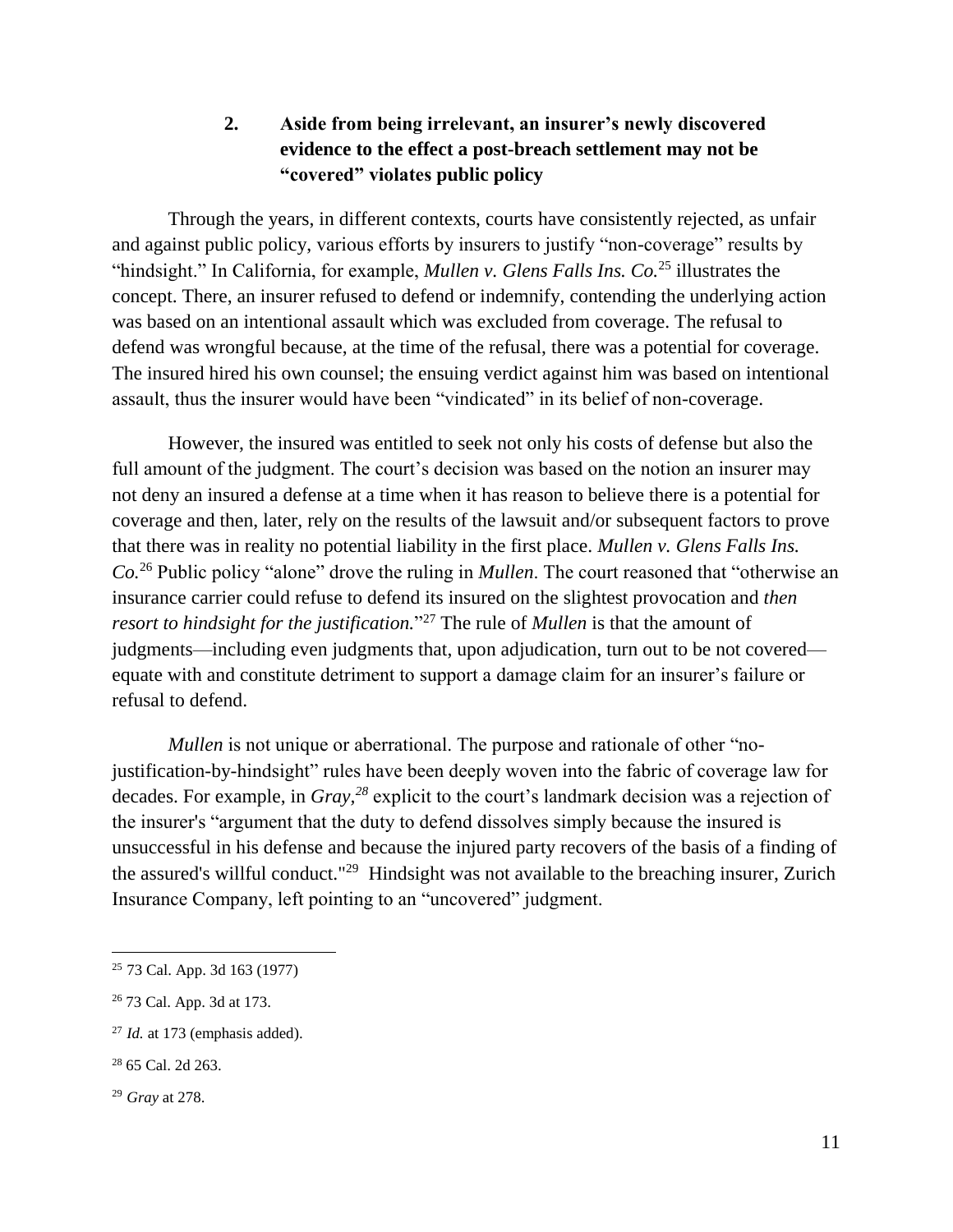### 2. Aside from being irrelevant, an insurer's newly discovered evidence to the effect a post-breach settlement may not be "covered" violates public policy

Through the years, in different contexts, courts have consistently rejected, as unfair and against public policy, various efforts by insurers to justify "non-coverage" results by "hindsight." In California, for example, *Mullen v. Glens Falls Ins. Co.*[25] illustrates the concept. There, an insurer refused to defend or indemnify, contending the underlying action was based on an intentional assault which was excluded from coverage. The refusal to defend was wrongful because, at the time of the refusal, there was a potential for coverage. The insured hired his own counsel; the ensuing verdict against him was based on intentional assault, thus the insurer would have been "vindicated" in its belief of non-coverage.

However, the insured was entitled to seek not only his costs of defense but also the full amount of the judgment. The court's decision was based on the notion an insurer may not deny an insured a defense at a time when it has reason to believe there is a potential for coverage and then, later, rely on the results of the lawsuit and/or subsequent factors to prove that there was in reality no potential liability in the first place. *Mullen v. Glens Falls Ins. Co.*[26] Public policy "alone" drove the ruling in *Mullen*. The court reasoned that "otherwise an insurance carrier could refuse to defend its insured on the slightest provocation and *then resort to hindsight for the justification.*"[27] The rule of *Mullen* is that the amount of judgments—including even judgments that, upon adjudication, turn out to be not covered—equate with and constitute detriment to support a damage claim for an insurer's failure or refusal to defend.

*Mullen* is not unique or aberrational. The purpose and rationale of other "no-justification-by-hindsight" rules have been deeply woven into the fabric of coverage law for decades. For example, in *Gray,*[28] explicit to the court's landmark decision was a rejection of the insurer's "argument that the duty to defend dissolves simply because the insured is unsuccessful in his defense and because the injured party recovers of the basis of a finding of the assured's willful conduct."[29] Hindsight was not available to the breaching insurer, Zurich Insurance Company, left pointing to an "uncovered" judgment.

---

[25] 73 Cal. App. 3d 163 (1977)

[26] 73 Cal. App. 3d at 173.

[27] *Id.* at 173 (emphasis added).

[28] 65 Cal. 2d 263.

[29] *Gray* at 278.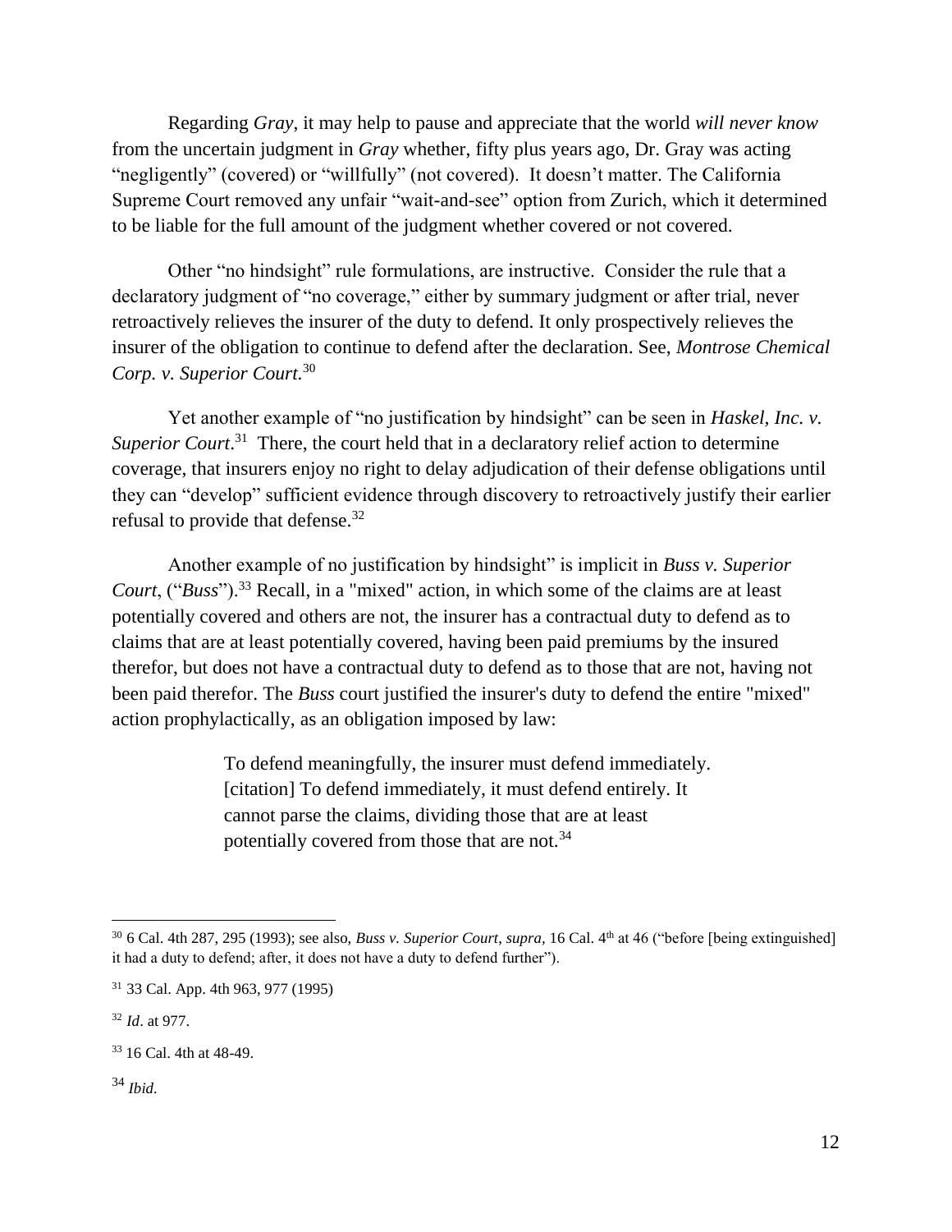Regarding *Gray*, it may help to pause and appreciate that the world *will never know* from the uncertain judgment in *Gray* whether, fifty plus years ago, Dr. Gray was acting "negligently" (covered) or "willfully" (not covered). It doesn't matter. The California Supreme Court removed any unfair "wait-and-see" option from Zurich, which it determined to be liable for the full amount of the judgment whether covered or not covered.

Other "no hindsight" rule formulations, are instructive. Consider the rule that a declaratory judgment of "no coverage," either by summary judgment or after trial, never retroactively relieves the insurer of the duty to defend. It only prospectively relieves the insurer of the obligation to continue to defend after the declaration. See, *Montrose Chemical Corp. v. Superior Court*.[30]

Yet another example of "no justification by hindsight" can be seen in *Haskel, Inc. v. Superior Court*.[31] There, the court held that in a declaratory relief action to determine coverage, that insurers enjoy no right to delay adjudication of their defense obligations until they can "develop" sufficient evidence through discovery to retroactively justify their earlier refusal to provide that defense.[32]

Another example of no justification by hindsight" is implicit in *Buss v. Superior Court*, ("*Buss*").[33] Recall, in a "mixed" action, in which some of the claims are at least potentially covered and others are not, the insurer has a contractual duty to defend as to claims that are at least potentially covered, having been paid premiums by the insured therefor, but does not have a contractual duty to defend as to those that are not, having not been paid therefor. The *Buss* court justified the insurer's duty to defend the entire "mixed" action prophylactically, as an obligation imposed by law:

> To defend meaningfully, the insurer must defend immediately. [citation] To defend immediately, it must defend entirely. It cannot parse the claims, dividing those that are at least potentially covered from those that are not.[34]

---

[30] 6 Cal. 4th 287, 295 (1993); see also, *Buss v. Superior Court*, *supra*, 16 Cal. 4th at 46 ("before [being extinguished] it had a duty to defend; after, it does not have a duty to defend further").

[31] 33 Cal. App. 4th 963, 977 (1995)

[32] *Id*. at 977.

[33] 16 Cal. 4th at 48-49.

[34] *Ibid.*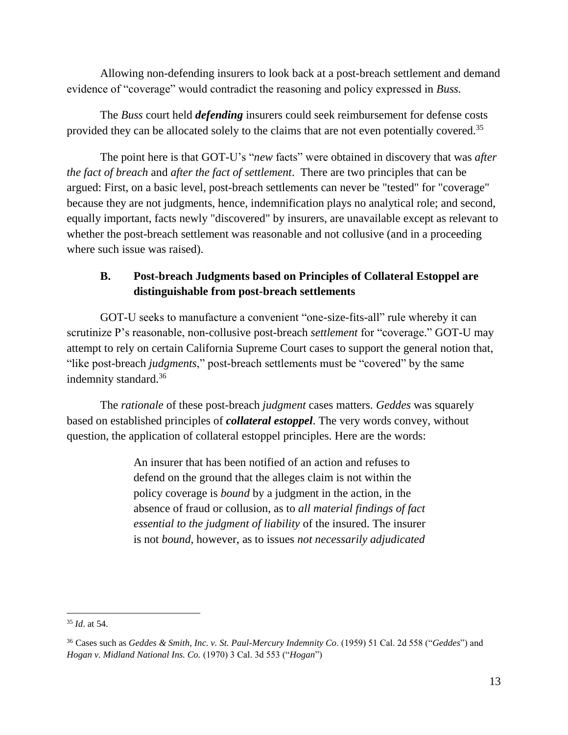Allowing non-defending insurers to look back at a post-breach settlement and demand evidence of "coverage" would contradict the reasoning and policy expressed in *Buss.*

The *Buss* court held ***defending*** insurers could seek reimbursement for defense costs provided they can be allocated solely to the claims that are not even potentially covered.[35]

The point here is that GOT-U's "*new* facts" were obtained in discovery that was *after the fact of breach* and *after the fact of settlement*. There are two principles that can be argued: First, on a basic level, post-breach settlements can never be "tested" for "coverage" because they are not judgments, hence, indemnification plays no analytical role; and second, equally important, facts newly "discovered" by insurers, are unavailable except as relevant to whether the post-breach settlement was reasonable and not collusive (and in a proceeding where such issue was raised).

### B. Post-breach Judgments based on Principles of Collateral Estoppel are distinguishable from post-breach settlements

GOT-U seeks to manufacture a convenient "one-size-fits-all" rule whereby it can scrutinize P's reasonable, non-collusive post-breach *settlement* for "coverage." GOT-U may attempt to rely on certain California Supreme Court cases to support the general notion that, "like post-breach *judgments*," post-breach settlements must be "covered" by the same indemnity standard.[36]

The *rationale* of these post-breach *judgment* cases matters. *Geddes* was squarely based on established principles of ***collateral estoppel***. The very words convey, without question, the application of collateral estoppel principles. Here are the words:

> An insurer that has been notified of an action and refuses to defend on the ground that the alleges claim is not within the policy coverage is *bound* by a judgment in the action, in the absence of fraud or collusion, as to *all material findings of fact essential to the judgment of liability* of the insured. The insurer is not *bound*, however, as to issues *not necessarily adjudicated*

---

[35] *Id*. at 54.

[36] Cases such as *Geddes & Smith, Inc. v. St. Paul-Mercury Indemnity Co*. (1959) 51 Cal. 2d 558 ("*Geddes*") and *Hogan v. Midland National Ins. Co.* (1970) 3 Cal. 3d 553 ("*Hogan*")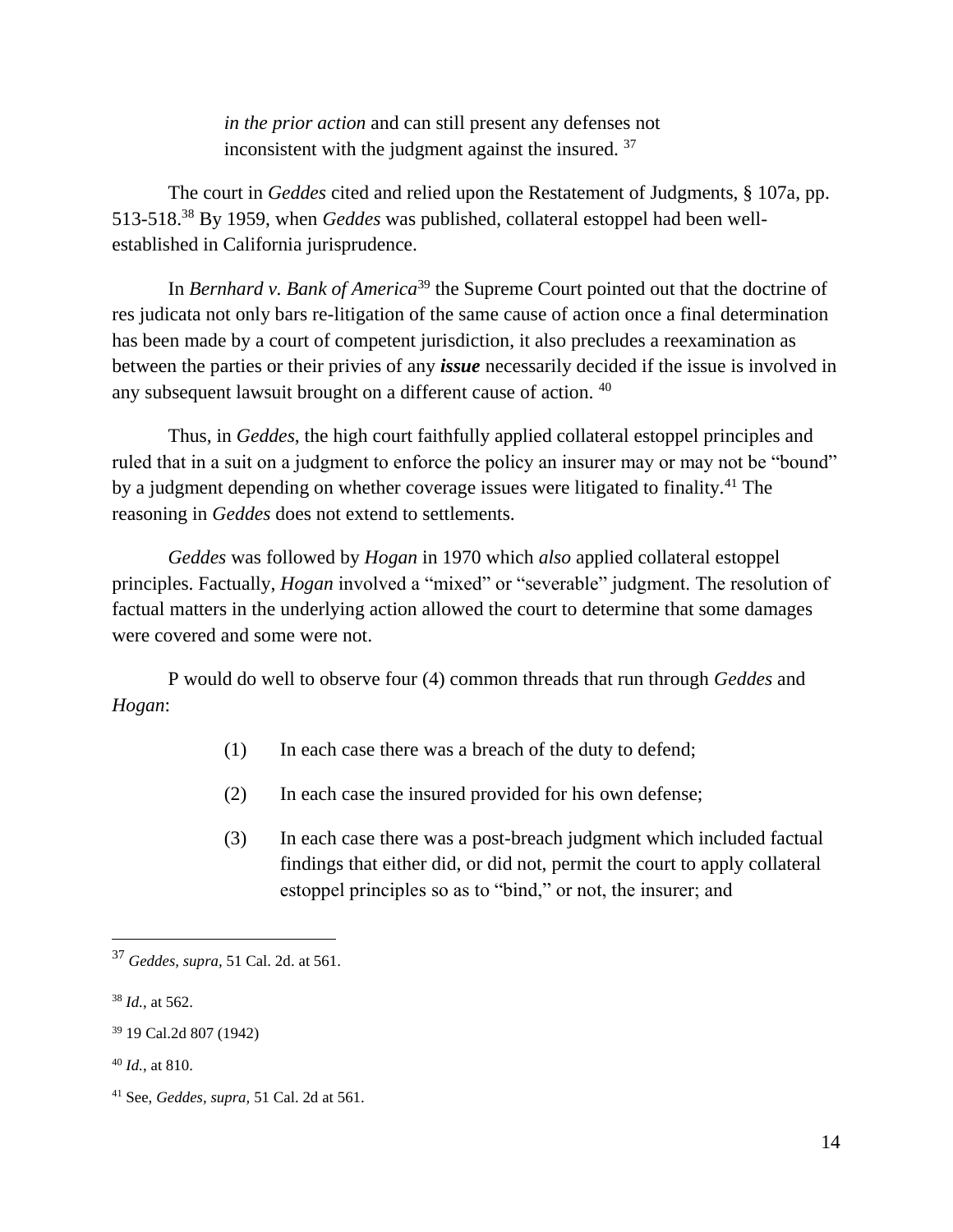> *in the prior action* and can still present any defenses not inconsistent with the judgment against the insured. [37]

The court in *Geddes* cited and relied upon the Restatement of Judgments, § 107a, pp. 513-518.[38] By 1959, when *Geddes* was published, collateral estoppel had been well-established in California jurisprudence.

In *Bernhard v. Bank of America*[39] the Supreme Court pointed out that the doctrine of res judicata not only bars re-litigation of the same cause of action once a final determination has been made by a court of competent jurisdiction, it also precludes a reexamination as between the parties or their privies of any ***issue*** necessarily decided if the issue is involved in any subsequent lawsuit brought on a different cause of action. [40]

Thus, in *Geddes*, the high court faithfully applied collateral estoppel principles and ruled that in a suit on a judgment to enforce the policy an insurer may or may not be "bound" by a judgment depending on whether coverage issues were litigated to finality.[41] The reasoning in *Geddes* does not extend to settlements.

*Geddes* was followed by *Hogan* in 1970 which *also* applied collateral estoppel principles. Factually, *Hogan* involved a "mixed" or "severable" judgment. The resolution of factual matters in the underlying action allowed the court to determine that some damages were covered and some were not.

P would do well to observe four (4) common threads that run through *Geddes* and *Hogan*:

(1) In each case there was a breach of the duty to defend;

(2) In each case the insured provided for his own defense;

(3) In each case there was a post-breach judgment which included factual findings that either did, or did not, permit the court to apply collateral estoppel principles so as to "bind," or not, the insurer; and

---

[37] *Geddes, supra*, 51 Cal. 2d. at 561.

[38] *Id.*, at 562.

[39] 19 Cal.2d 807 (1942)

[40] *Id.*, at 810.

[41] See, *Geddes, supra,* 51 Cal. 2d at 561.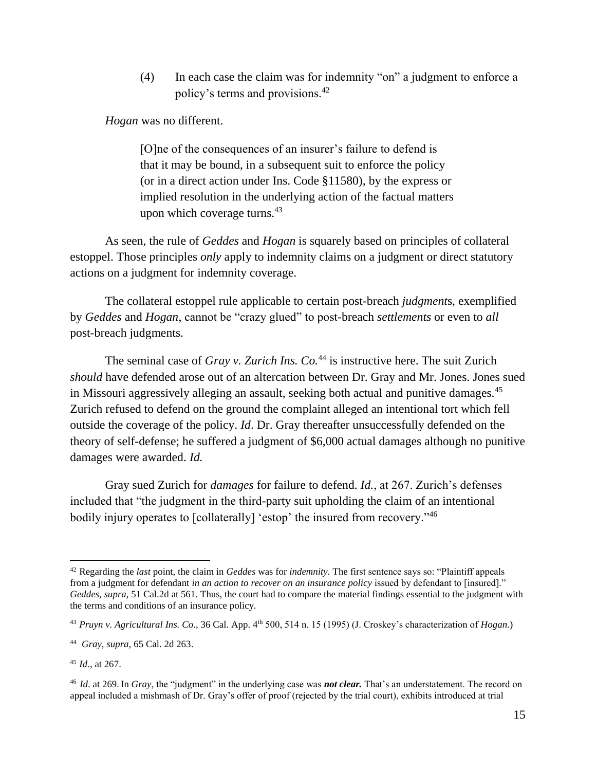(4) In each case the claim was for indemnity "on" a judgment to enforce a policy's terms and provisions.[42]

*Hogan* was no different.

> [O]ne of the consequences of an insurer's failure to defend is that it may be bound, in a subsequent suit to enforce the policy (or in a direct action under Ins. Code §11580), by the express or implied resolution in the underlying action of the factual matters upon which coverage turns.[43]

As seen, the rule of *Geddes* and *Hogan* is squarely based on principles of collateral estoppel. Those principles *only* apply to indemnity claims on a judgment or direct statutory actions on a judgment for indemnity coverage.

The collateral estoppel rule applicable to certain post-breach *judgment*s, exemplified by *Geddes* and *Hogan*, cannot be "crazy glued" to post-breach *settlements* or even to *all* post-breach judgments.

The seminal case of *Gray v. Zurich Ins. Co.*[44] is instructive here. The suit Zurich *should* have defended arose out of an altercation between Dr. Gray and Mr. Jones. Jones sued in Missouri aggressively alleging an assault, seeking both actual and punitive damages.[45] Zurich refused to defend on the ground the complaint alleged an intentional tort which fell outside the coverage of the policy. *Id*. Dr. Gray thereafter unsuccessfully defended on the theory of self-defense; he suffered a judgment of $6,000 actual damages although no punitive damages were awarded. *Id.*

Gray sued Zurich for *damages* for failure to defend. *Id.*, at 267. Zurich's defenses included that "the judgment in the third-party suit upholding the claim of an intentional bodily injury operates to [collaterally] 'estop' the insured from recovery."[46]

---

[42] Regarding the *last* point, the claim in *Geddes* was for *indemnity*. The first sentence says so: "Plaintiff appeals from a judgment for defendant *in an action to recover on an insurance policy* issued by defendant to [insured]." *Geddes*, *supra,* 51 Cal.2d at 561. Thus, the court had to compare the material findings essential to the judgment with the terms and conditions of an insurance policy.

[43] *Pruyn v. Agricultural Ins. Co*., 36 Cal. App. 4th 500, 514 n. 15 (1995) (J. Croskey's characterization of *Hogan.*)

[44] *Gray*, *supra,* 65 Cal. 2d 263.

[45] *Id*., at 267.

[46] *Id*. at 269. In *Gray*, the "judgment" in the underlying case was ***not clear.*** That's an understatement. The record on appeal included a mishmash of Dr. Gray's offer of proof (rejected by the trial court), exhibits introduced at trial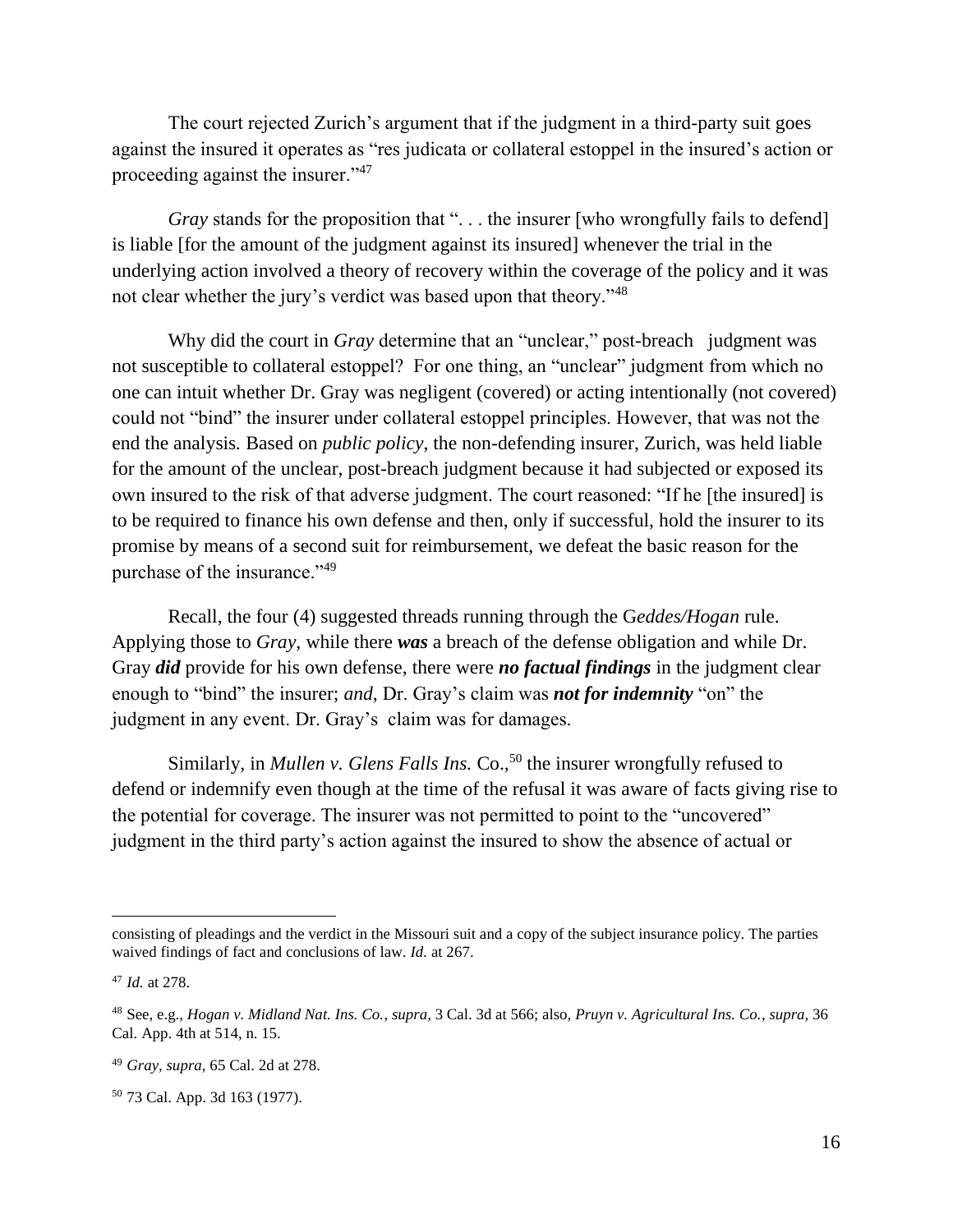The court rejected Zurich's argument that if the judgment in a third-party suit goes against the insured it operates as "res judicata or collateral estoppel in the insured's action or proceeding against the insurer."[47]

*Gray* stands for the proposition that ". . . the insurer [who wrongfully fails to defend] is liable [for the amount of the judgment against its insured] whenever the trial in the underlying action involved a theory of recovery within the coverage of the policy and it was not clear whether the jury's verdict was based upon that theory."[48]

Why did the court in *Gray* determine that an "unclear," post-breach judgment was not susceptible to collateral estoppel? For one thing, an "unclear" judgment from which no one can intuit whether Dr. Gray was negligent (covered) or acting intentionally (not covered) could not "bind" the insurer under collateral estoppel principles. However, that was not the end the analysis. Based on *public policy,* the non-defending insurer, Zurich, was held liable for the amount of the unclear, post-breach judgment because it had subjected or exposed its own insured to the risk of that adverse judgment. The court reasoned: "If he [the insured] is to be required to finance his own defense and then, only if successful, hold the insurer to its promise by means of a second suit for reimbursement, we defeat the basic reason for the purchase of the insurance."[49]

Recall, the four (4) suggested threads running through the G*eddes/Hogan* rule. Applying those to *Gray*, while there ***was*** a breach of the defense obligation and while Dr. Gray ***did*** provide for his own defense, there were ***no factual findings*** in the judgment clear enough to "bind" the insurer; *and,* Dr. Gray's claim was ***not for indemnity*** "on" the judgment in any event. Dr. Gray's claim was for damages.

Similarly, in *Mullen v. Glens Falls Ins.* Co.,[50] the insurer wrongfully refused to defend or indemnify even though at the time of the refusal it was aware of facts giving rise to the potential for coverage. The insurer was not permitted to point to the "uncovered" judgment in the third party's action against the insured to show the absence of actual or

---

consisting of pleadings and the verdict in the Missouri suit and a copy of the subject insurance policy. The parties waived findings of fact and conclusions of law. *Id.* at 267.

[47] *Id.* at 278.

[48] See, e.g., *Hogan v. Midland Nat. Ins. Co.*, *supra*, 3 Cal. 3d at 566; also, *Pruyn v. Agricultural Ins. Co.*, *supra*, 36 Cal. App. 4th at 514, n. 15.

[49] *Gray*, *supra*, 65 Cal. 2d at 278.

[50] 73 Cal. App. 3d 163 (1977).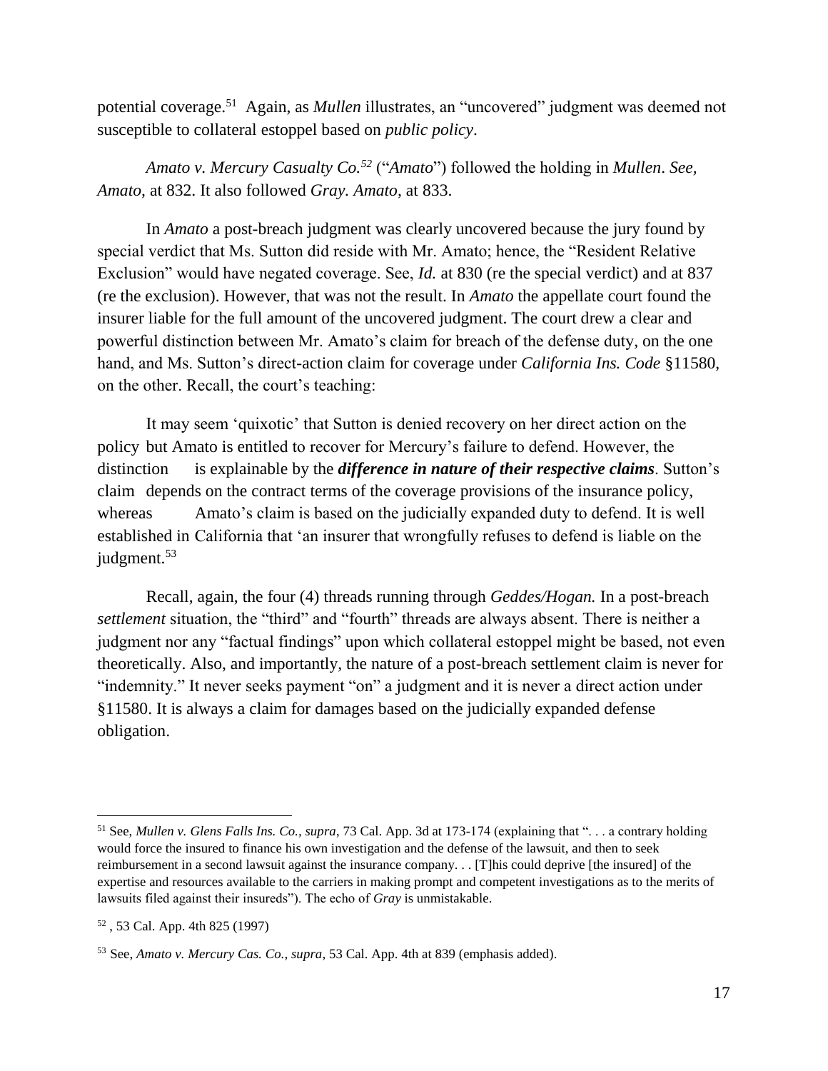potential coverage.[51] Again, as *Mullen* illustrates, an "uncovered" judgment was deemed not susceptible to collateral estoppel based on *public policy*.

*Amato v. Mercury Casualty Co.*[52] ("*Amato*") followed the holding in *Mullen*. *See, Amato,* at 832. It also followed *Gray. Amato,* at 833.

In *Amato* a post-breach judgment was clearly uncovered because the jury found by special verdict that Ms. Sutton did reside with Mr. Amato; hence, the "Resident Relative Exclusion" would have negated coverage. See, *Id.* at 830 (re the special verdict) and at 837 (re the exclusion). However, that was not the result. In *Amato* the appellate court found the insurer liable for the full amount of the uncovered judgment. The court drew a clear and powerful distinction between Mr. Amato's claim for breach of the defense duty, on the one hand, and Ms. Sutton's direct-action claim for coverage under *California Ins. Code* §11580, on the other. Recall, the court's teaching:

> It may seem 'quixotic' that Sutton is denied recovery on her direct action on the policy but Amato is entitled to recover for Mercury's failure to defend. However, the distinction is explainable by the ***difference in nature of their respective claims***. Sutton's claim depends on the contract terms of the coverage provisions of the insurance policy, whereas Amato's claim is based on the judicially expanded duty to defend. It is well established in California that 'an insurer that wrongfully refuses to defend is liable on the judgment.[53]

Recall, again, the four (4) threads running through *Geddes/Hogan.* In a post-breach *settlement* situation, the "third" and "fourth" threads are always absent. There is neither a judgment nor any "factual findings" upon which collateral estoppel might be based, not even theoretically. Also, and importantly, the nature of a post-breach settlement claim is never for "indemnity." It never seeks payment "on" a judgment and it is never a direct action under §11580. It is always a claim for damages based on the judicially expanded defense obligation.

---

[51] See, *Mullen v. Glens Falls Ins. Co., supra*, 73 Cal. App. 3d at 173-174 (explaining that ". . . a contrary holding would force the insured to finance his own investigation and the defense of the lawsuit, and then to seek reimbursement in a second lawsuit against the insurance company. . . [T]his could deprive [the insured] of the expertise and resources available to the carriers in making prompt and competent investigations as to the merits of lawsuits filed against their insureds"). The echo of *Gray* is unmistakable.

[52] , 53 Cal. App. 4th 825 (1997)

[53] See, *Amato v. Mercury Cas. Co., supra*, 53 Cal. App. 4th at 839 (emphasis added).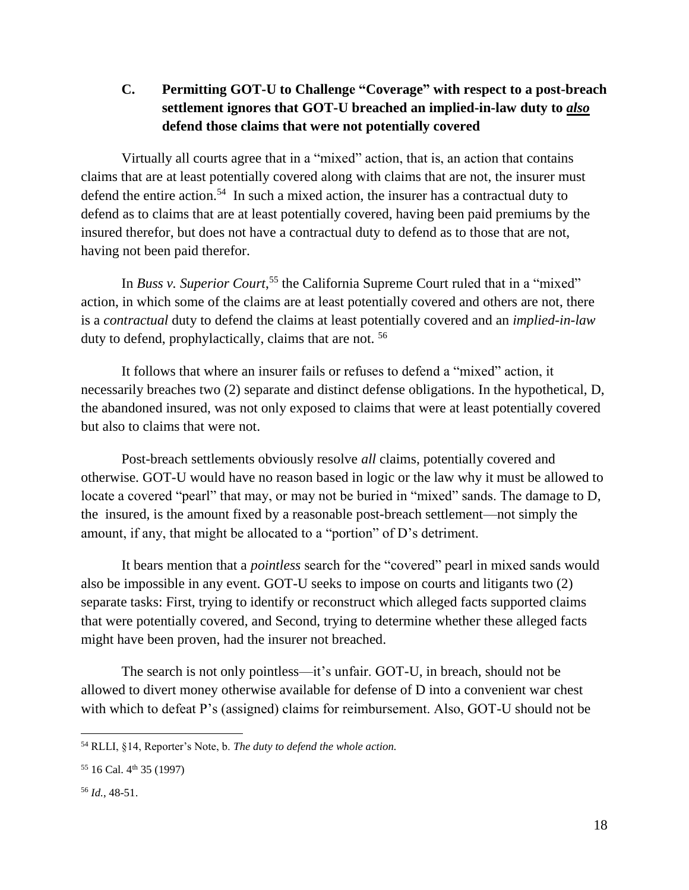### C. Permitting GOT-U to Challenge "Coverage" with respect to a post-breach settlement ignores that GOT-U breached an implied-in-law duty to ***also*** defend those claims that were not potentially covered

Virtually all courts agree that in a "mixed" action, that is, an action that contains claims that are at least potentially covered along with claims that are not, the insurer must defend the entire action.[54] In such a mixed action, the insurer has a contractual duty to defend as to claims that are at least potentially covered, having been paid premiums by the insured therefor, but does not have a contractual duty to defend as to those that are not, having not been paid therefor.

In *Buss v. Superior Court*,[55] the California Supreme Court ruled that in a "mixed" action, in which some of the claims are at least potentially covered and others are not, there is a *contractual* duty to defend the claims at least potentially covered and an *implied-in-law* duty to defend, prophylactically, claims that are not. [56]

It follows that where an insurer fails or refuses to defend a "mixed" action, it necessarily breaches two (2) separate and distinct defense obligations. In the hypothetical, D, the abandoned insured, was not only exposed to claims that were at least potentially covered but also to claims that were not.

Post-breach settlements obviously resolve *all* claims, potentially covered and otherwise. GOT-U would have no reason based in logic or the law why it must be allowed to locate a covered "pearl" that may, or may not be buried in "mixed" sands. The damage to D, the insured, is the amount fixed by a reasonable post-breach settlement—not simply the amount, if any, that might be allocated to a "portion" of D's detriment.

It bears mention that a *pointless* search for the "covered" pearl in mixed sands would also be impossible in any event. GOT-U seeks to impose on courts and litigants two (2) separate tasks: First, trying to identify or reconstruct which alleged facts supported claims that were potentially covered, and Second, trying to determine whether these alleged facts might have been proven, had the insurer not breached.

The search is not only pointless—it's unfair. GOT-U, in breach, should not be allowed to divert money otherwise available for defense of D into a convenient war chest with which to defeat P's (assigned) claims for reimbursement. Also, GOT-U should not be

---

[54] RLLI, §14, Reporter's Note, b. *The duty to defend the whole action.*

[55] 16 Cal. 4th 35 (1997)

[56] *Id.*, 48-51.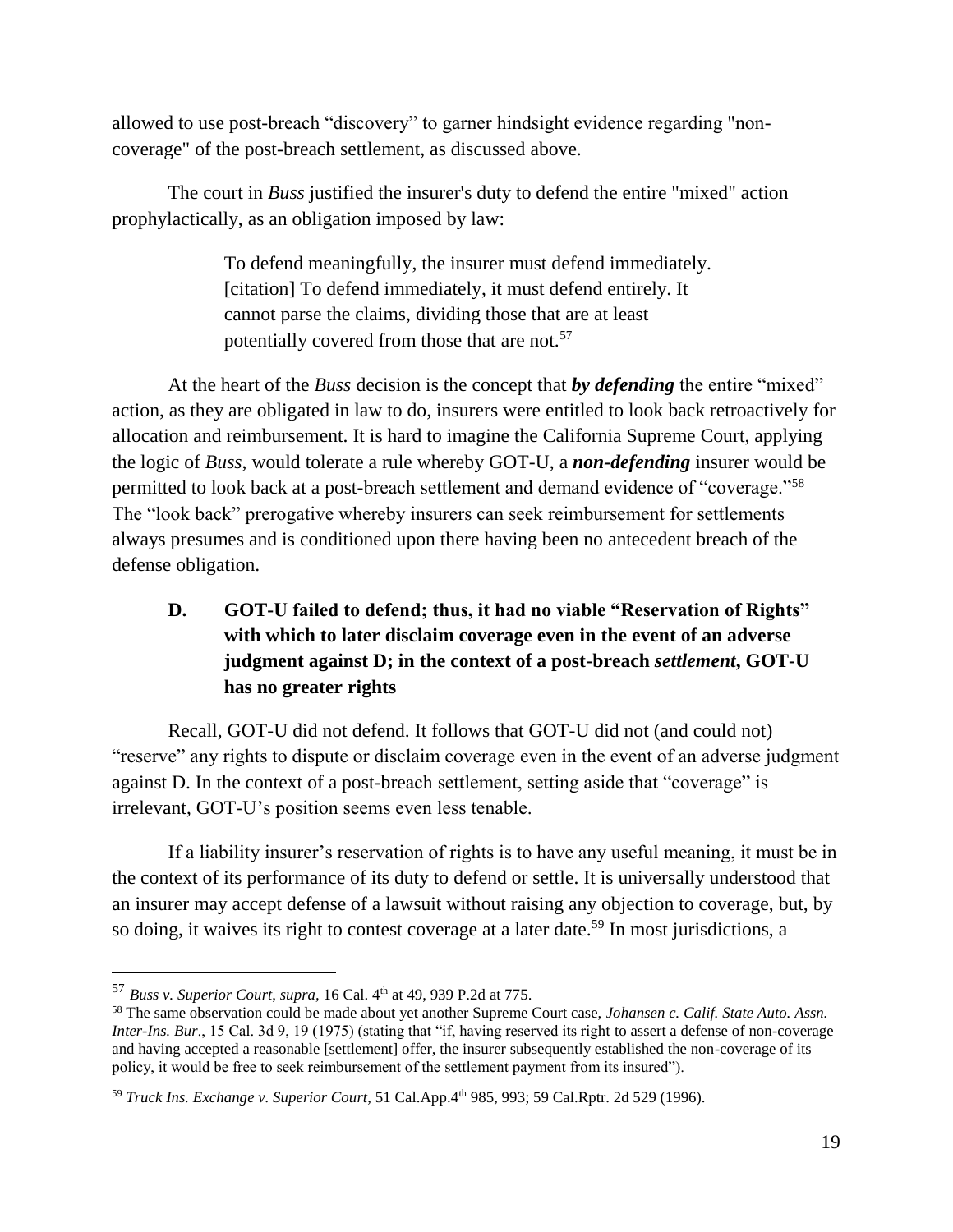allowed to use post-breach "discovery" to garner hindsight evidence regarding "non-coverage" of the post-breach settlement, as discussed above.

The court in *Buss* justified the insurer's duty to defend the entire "mixed" action prophylactically, as an obligation imposed by law:

> To defend meaningfully, the insurer must defend immediately. [citation] To defend immediately, it must defend entirely. It cannot parse the claims, dividing those that are at least potentially covered from those that are not.[57]

At the heart of the *Buss* decision is the concept that ***by defending*** the entire "mixed" action, as they are obligated in law to do, insurers were entitled to look back retroactively for allocation and reimbursement. It is hard to imagine the California Supreme Court, applying the logic of *Buss*, would tolerate a rule whereby GOT-U, a ***non-defending*** insurer would be permitted to look back at a post-breach settlement and demand evidence of "coverage."[58] The "look back" prerogative whereby insurers can seek reimbursement for settlements always presumes and is conditioned upon there having been no antecedent breach of the defense obligation.

### D. GOT-U failed to defend; thus, it had no viable "Reservation of Rights" with which to later disclaim coverage even in the event of an adverse judgment against D; in the context of a post-breach *settlement*, GOT-U has no greater rights

Recall, GOT-U did not defend. It follows that GOT-U did not (and could not) "reserve" any rights to dispute or disclaim coverage even in the event of an adverse judgment against D. In the context of a post-breach settlement, setting aside that "coverage" is irrelevant, GOT-U's position seems even less tenable.

If a liability insurer's reservation of rights is to have any useful meaning, it must be in the context of its performance of its duty to defend or settle. It is universally understood that an insurer may accept defense of a lawsuit without raising any objection to coverage, but, by so doing, it waives its right to contest coverage at a later date.[59] In most jurisdictions, a

---

[57] *Buss v. Superior Court*, *supra*, 16 Cal. 4th at 49, 939 P.2d at 775.

[58] The same observation could be made about yet another Supreme Court case, *Johansen c. Calif. State Auto. Assn. Inter-Ins. Bur*., 15 Cal. 3d 9, 19 (1975) (stating that "if, having reserved its right to assert a defense of non-coverage and having accepted a reasonable [settlement] offer, the insurer subsequently established the non-coverage of its policy, it would be free to seek reimbursement of the settlement payment from its insured").

[59] *Truck Ins. Exchange v. Superior Court*, 51 Cal.App.4th 985, 993; 59 Cal.Rptr. 2d 529 (1996).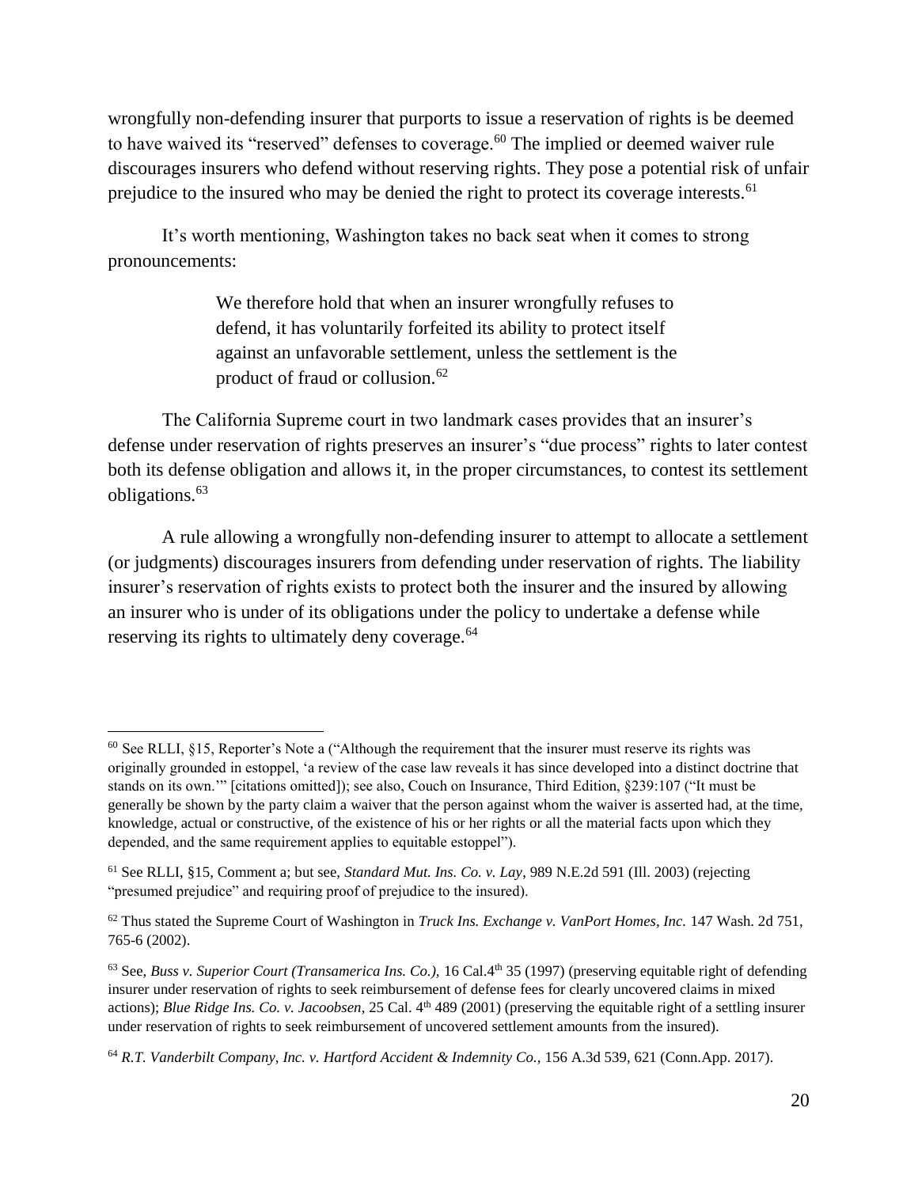wrongfully non-defending insurer that purports to issue a reservation of rights is be deemed to have waived its "reserved" defenses to coverage.[60] The implied or deemed waiver rule discourages insurers who defend without reserving rights. They pose a potential risk of unfair prejudice to the insured who may be denied the right to protect its coverage interests.[61]

It's worth mentioning, Washington takes no back seat when it comes to strong pronouncements:

> We therefore hold that when an insurer wrongfully refuses to defend, it has voluntarily forfeited its ability to protect itself against an unfavorable settlement, unless the settlement is the product of fraud or collusion.[62]

The California Supreme court in two landmark cases provides that an insurer's defense under reservation of rights preserves an insurer's "due process" rights to later contest both its defense obligation and allows it, in the proper circumstances, to contest its settlement obligations.[63]

A rule allowing a wrongfully non-defending insurer to attempt to allocate a settlement (or judgments) discourages insurers from defending under reservation of rights. The liability insurer's reservation of rights exists to protect both the insurer and the insured by allowing an insurer who is under of its obligations under the policy to undertake a defense while reserving its rights to ultimately deny coverage.[64]

---

[60] See RLLI, §15, Reporter's Note a ("Although the requirement that the insurer must reserve its rights was originally grounded in estoppel, 'a review of the case law reveals it has since developed into a distinct doctrine that stands on its own.'" [citations omitted]); see also, Couch on Insurance, Third Edition, §239:107 ("It must be generally be shown by the party claim a waiver that the person against whom the waiver is asserted had, at the time, knowledge, actual or constructive, of the existence of his or her rights or all the material facts upon which they depended, and the same requirement applies to equitable estoppel").

[61] See RLLI, §15, Comment a; but see, *Standard Mut. Ins. Co. v. Lay*, 989 N.E.2d 591 (Ill. 2003) (rejecting "presumed prejudice" and requiring proof of prejudice to the insured).

[62] Thus stated the Supreme Court of Washington in *Truck Ins. Exchange v. VanPort Homes, Inc.* 147 Wash. 2d 751, 765-6 (2002).

[63] See, *Buss v. Superior Court (Transamerica Ins. Co.),* 16 Cal.4th 35 (1997) (preserving equitable right of defending insurer under reservation of rights to seek reimbursement of defense fees for clearly uncovered claims in mixed actions); *Blue Ridge Ins. Co. v. Jacoobsen*, 25 Cal. 4th 489 (2001) (preserving the equitable right of a settling insurer under reservation of rights to seek reimbursement of uncovered settlement amounts from the insured).

[64] *R.T. Vanderbilt Company, Inc. v. Hartford Accident & Indemnity Co.,* 156 A.3d 539, 621 (Conn.App. 2017).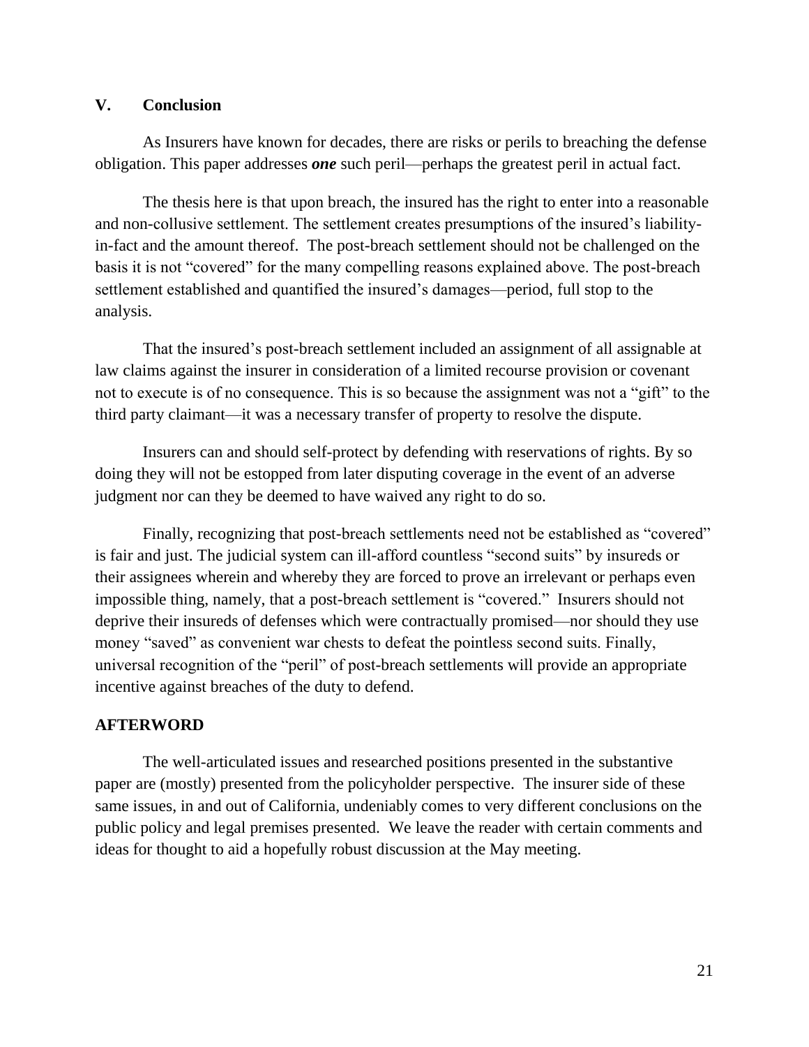## V. Conclusion

As Insurers have known for decades, there are risks or perils to breaching the defense obligation. This paper addresses ***one*** such peril—perhaps the greatest peril in actual fact.

The thesis here is that upon breach, the insured has the right to enter into a reasonable and non-collusive settlement. The settlement creates presumptions of the insured's liability-in-fact and the amount thereof. The post-breach settlement should not be challenged on the basis it is not "covered" for the many compelling reasons explained above. The post-breach settlement established and quantified the insured's damages—period, full stop to the analysis.

That the insured's post-breach settlement included an assignment of all assignable at law claims against the insurer in consideration of a limited recourse provision or covenant not to execute is of no consequence. This is so because the assignment was not a "gift" to the third party claimant—it was a necessary transfer of property to resolve the dispute.

Insurers can and should self-protect by defending with reservations of rights. By so doing they will not be estopped from later disputing coverage in the event of an adverse judgment nor can they be deemed to have waived any right to do so.

Finally, recognizing that post-breach settlements need not be established as "covered" is fair and just. The judicial system can ill-afford countless "second suits" by insureds or their assignees wherein and whereby they are forced to prove an irrelevant or perhaps even impossible thing, namely, that a post-breach settlement is "covered." Insurers should not deprive their insureds of defenses which were contractually promised—nor should they use money "saved" as convenient war chests to defeat the pointless second suits. Finally, universal recognition of the "peril" of post-breach settlements will provide an appropriate incentive against breaches of the duty to defend.

## AFTERWORD

The well-articulated issues and researched positions presented in the substantive paper are (mostly) presented from the policyholder perspective. The insurer side of these same issues, in and out of California, undeniably comes to very different conclusions on the public policy and legal premises presented. We leave the reader with certain comments and ideas for thought to aid a hopefully robust discussion at the May meeting.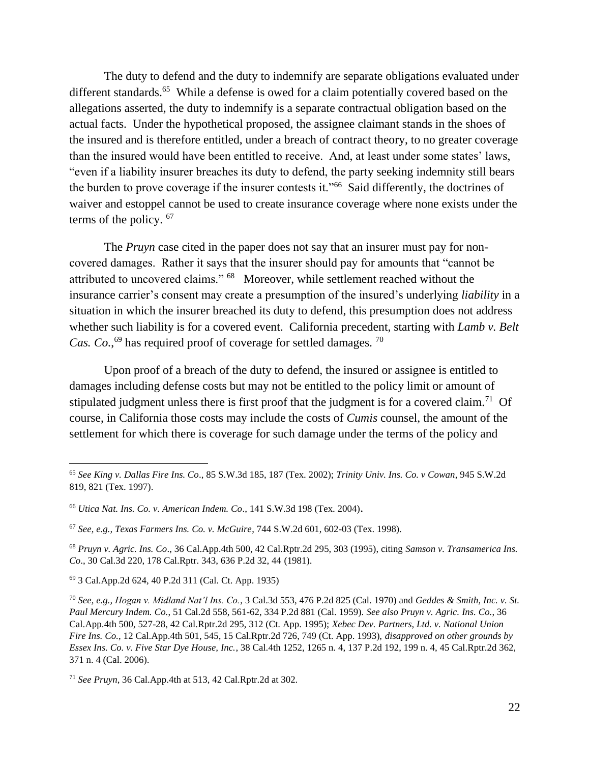The duty to defend and the duty to indemnify are separate obligations evaluated under different standards.[65] While a defense is owed for a claim potentially covered based on the allegations asserted, the duty to indemnify is a separate contractual obligation based on the actual facts. Under the hypothetical proposed, the assignee claimant stands in the shoes of the insured and is therefore entitled, under a breach of contract theory, to no greater coverage than the insured would have been entitled to receive. And, at least under some states' laws, "even if a liability insurer breaches its duty to defend, the party seeking indemnity still bears the burden to prove coverage if the insurer contests it."[66] Said differently, the doctrines of waiver and estoppel cannot be used to create insurance coverage where none exists under the terms of the policy. [67]

The *Pruyn* case cited in the paper does not say that an insurer must pay for non-covered damages. Rather it says that the insurer should pay for amounts that "cannot be attributed to uncovered claims." [68] Moreover, while settlement reached without the insurance carrier's consent may create a presumption of the insured's underlying *liability* in a situation in which the insurer breached its duty to defend, this presumption does not address whether such liability is for a covered event. California precedent, starting with *Lamb v. Belt Cas. Co.*,[69] has required proof of coverage for settled damages. [70]

Upon proof of a breach of the duty to defend, the insured or assignee is entitled to damages including defense costs but may not be entitled to the policy limit or amount of stipulated judgment unless there is first proof that the judgment is for a covered claim.[71] Of course, in California those costs may include the costs of *Cumis* counsel, the amount of the settlement for which there is coverage for such damage under the terms of the policy and

---

[65] *See King v. Dallas Fire Ins. Co*., 85 S.W.3d 185, 187 (Tex. 2002); *Trinity Univ. Ins. Co. v Cowan*, 945 S.W.2d 819, 821 (Tex. 1997).

[66] *Utica Nat. Ins. Co. v. American Indem. Co*., 141 S.W.3d 198 (Tex. 2004).

[67] *See, e.g., Texas Farmers Ins. Co. v. McGuire*, 744 S.W.2d 601, 602-03 (Tex. 1998).

[68] *Pruyn v. Agric. Ins. Co*., 36 Cal.App.4th 500, 42 Cal.Rptr.2d 295, 303 (1995), citing *Samson v. Transamerica Ins. Co*., 30 Cal.3d 220, 178 Cal.Rptr. 343, 636 P.2d 32, 44 (1981).

[69] 3 Cal.App.2d 624, 40 P.2d 311 (Cal. Ct. App. 1935)

[70] *See, e.g., Hogan v. Midland Nat'l Ins. Co.*, 3 Cal.3d 553, 476 P.2d 825 (Cal. 1970) and *Geddes & Smith, Inc. v. St. Paul Mercury Indem. Co.*, 51 Cal.2d 558, 561-62, 334 P.2d 881 (Cal. 1959). *See also Pruyn v. Agric. Ins. Co.*, 36 Cal.App.4th 500, 527-28, 42 Cal.Rptr.2d 295, 312 (Ct. App. 1995); *Xebec Dev. Partners, Ltd. v. National Union Fire Ins. Co.*, 12 Cal.App.4th 501, 545, 15 Cal.Rptr.2d 726, 749 (Ct. App. 1993), *disapproved on other grounds by Essex Ins. Co. v. Five Star Dye House, Inc.*, 38 Cal.4th 1252, 1265 n. 4, 137 P.2d 192, 199 n. 4, 45 Cal.Rptr.2d 362, 371 n. 4 (Cal. 2006).

[71] *See Pruyn*, 36 Cal.App.4th at 513, 42 Cal.Rptr.2d at 302.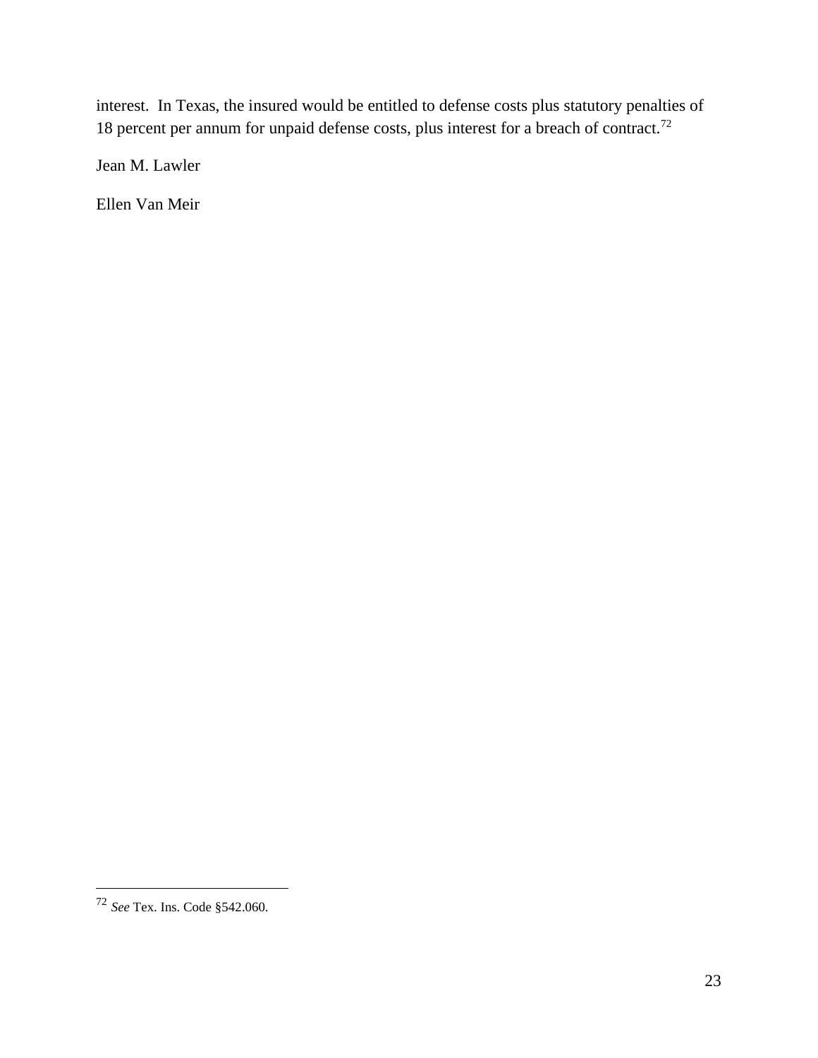interest. In Texas, the insured would be entitled to defense costs plus statutory penalties of 18 percent per annum for unpaid defense costs, plus interest for a breach of contract.[72]

Jean M. Lawler

Ellen Van Meir

---

[72] *See* Tex. Ins. Code §542.060.